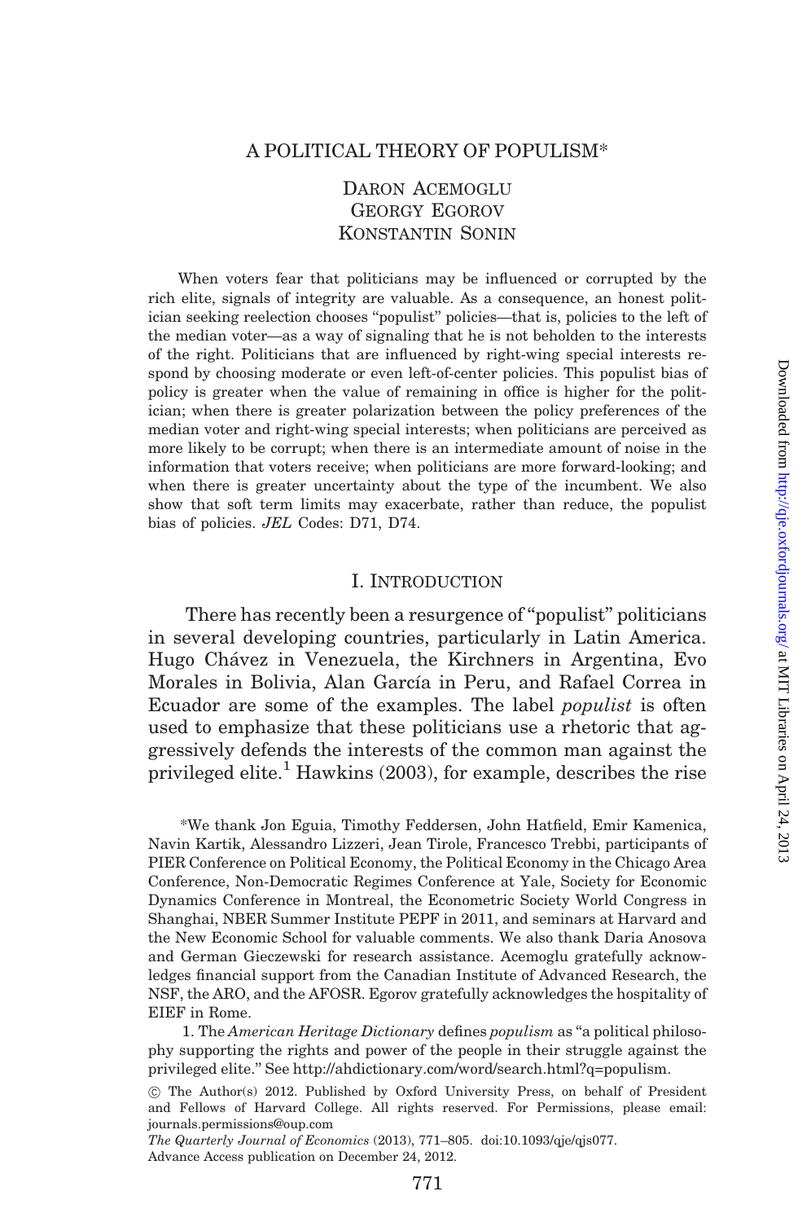# A POLITICAL THEORY OF POPULISM*

Daron Acemoglu
Georgy Egorov
Konstantin Sonin

When voters fear that politicians may be influenced or corrupted by the rich elite, signals of integrity are valuable. As a consequence, an honest politician seeking reelection chooses "populist" policies—that is, policies to the left of the median voter—as a way of signaling that he is not beholden to the interests of the right. Politicians that are influenced by right-wing special interests respond by choosing moderate or even left-of-center policies. This populist bias of policy is greater when the value of remaining in office is higher for the politician; when there is greater polarization between the policy preferences of the median voter and right-wing special interests; when politicians are perceived as more likely to be corrupt; when there is an intermediate amount of noise in the information that voters receive; when politicians are more forward-looking; and when there is greater uncertainty about the type of the incumbent. We also show that soft term limits may exacerbate, rather than reduce, the populist bias of policies. *JEL* Codes: D71, D74.

## I. Introduction

There has recently been a resurgence of "populist" politicians in several developing countries, particularly in Latin America. Hugo Chávez in Venezuela, the Kirchners in Argentina, Evo Morales in Bolivia, Alan García in Peru, and Rafael Correa in Ecuador are some of the examples. The label *populist* is often used to emphasize that these politicians use a rhetoric that aggressively defends the interests of the common man against the privileged elite.[1] Hawkins (2003), for example, describes the rise

*We thank Jon Eguia, Timothy Feddersen, John Hatfield, Emir Kamenica, Navin Kartik, Alessandro Lizzeri, Jean Tirole, Francesco Trebbi, participants of PIER Conference on Political Economy, the Political Economy in the Chicago Area Conference, Non-Democratic Regimes Conference at Yale, Society for Economic Dynamics Conference in Montreal, the Econometric Society World Congress in Shanghai, NBER Summer Institute PEPF in 2011, and seminars at Harvard and the New Economic School for valuable comments. We also thank Daria Anosova and German Gieczewski for research assistance. Acemoglu gratefully acknowledges financial support from the Canadian Institute of Advanced Research, the NSF, the ARO, and the AFOSR. Egorov gratefully acknowledges the hospitality of EIEF in Rome.

1. The *American Heritage Dictionary* defines *populism* as "a political philosophy supporting the rights and power of the people in their struggle against the privileged elite." See http://ahdictionary.com/word/search.html?q=populism.

© The Author(s) 2012. Published by Oxford University Press, on behalf of President and Fellows of Harvard College. All rights reserved. For Permissions, please email: journals.permissions@oup.com

*The Quarterly Journal of Economics* (2013), 771–805. doi:10.1093/qje/qjs077.
Advance Access publication on December 24, 2012.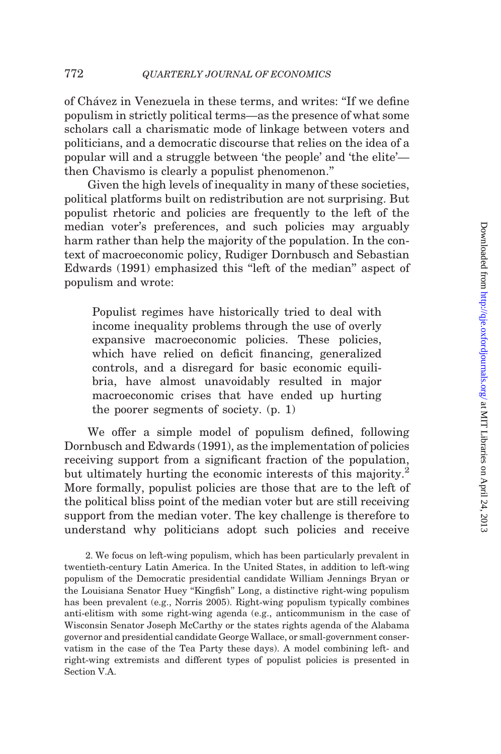of Chávez in Venezuela in these terms, and writes: "If we define populism in strictly political terms—as the presence of what some scholars call a charismatic mode of linkage between voters and politicians, and a democratic discourse that relies on the idea of a popular will and a struggle between 'the people' and 'the elite'—then Chavismo is clearly a populist phenomenon."

Given the high levels of inequality in many of these societies, political platforms built on redistribution are not surprising. But populist rhetoric and policies are frequently to the left of the median voter's preferences, and such policies may arguably harm rather than help the majority of the population. In the context of macroeconomic policy, Rudiger Dornbusch and Sebastian Edwards (1991) emphasized this "left of the median" aspect of populism and wrote:

> Populist regimes have historically tried to deal with income inequality problems through the use of overly expansive macroeconomic policies. These policies, which have relied on deficit financing, generalized controls, and a disregard for basic economic equilibria, have almost unavoidably resulted in major macroeconomic crises that have ended up hurting the poorer segments of society. (p. 1)

We offer a simple model of populism defined, following Dornbusch and Edwards (1991), as the implementation of policies receiving support from a significant fraction of the population, but ultimately hurting the economic interests of this majority.[2] More formally, populist policies are those that are to the left of the political bliss point of the median voter but are still receiving support from the median voter. The key challenge is therefore to understand why politicians adopt such policies and receive

2. We focus on left-wing populism, which has been particularly prevalent in twentieth-century Latin America. In the United States, in addition to left-wing populism of the Democratic presidential candidate William Jennings Bryan or the Louisiana Senator Huey "Kingfish" Long, a distinctive right-wing populism has been prevalent (e.g., Norris 2005). Right-wing populism typically combines anti-elitism with some right-wing agenda (e.g., anticommunism in the case of Wisconsin Senator Joseph McCarthy or the states rights agenda of the Alabama governor and presidential candidate George Wallace, or small-government conservatism in the case of the Tea Party these days). A model combining left- and right-wing extremists and different types of populist policies is presented in Section V.A.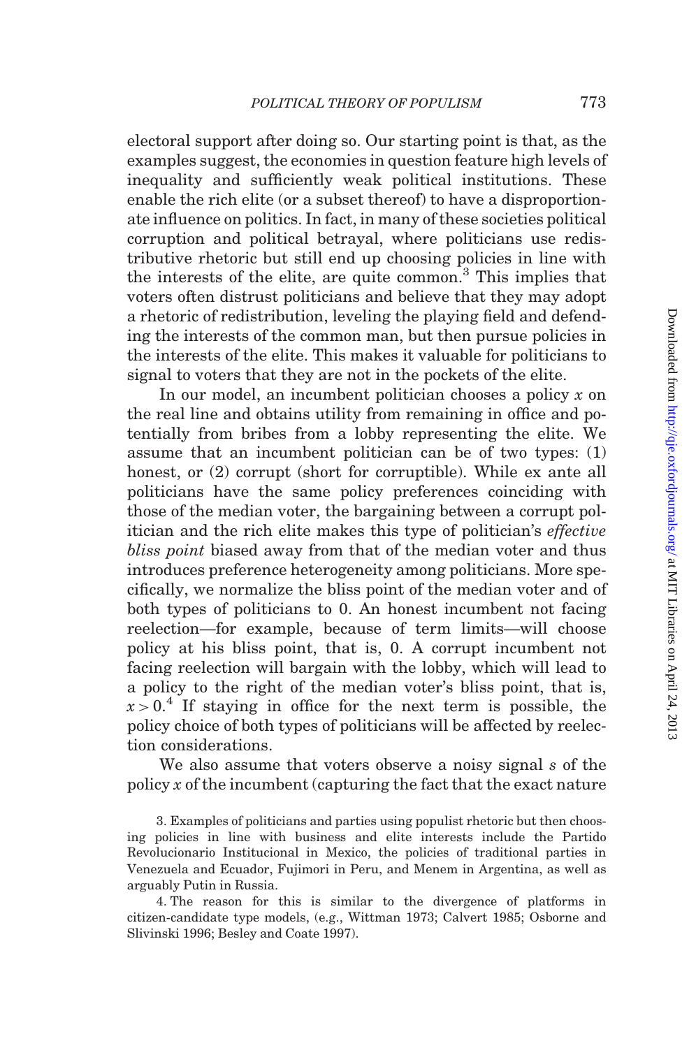electoral support after doing so. Our starting point is that, as the examples suggest, the economies in question feature high levels of inequality and sufficiently weak political institutions. These enable the rich elite (or a subset thereof) to have a disproportionate influence on politics. In fact, in many of these societies political corruption and political betrayal, where politicians use redistributive rhetoric but still end up choosing policies in line with the interests of the elite, are quite common.[3] This implies that voters often distrust politicians and believe that they may adopt a rhetoric of redistribution, leveling the playing field and defending the interests of the common man, but then pursue policies in the interests of the elite. This makes it valuable for politicians to signal to voters that they are not in the pockets of the elite.

In our model, an incumbent politician chooses a policy $x$ on the real line and obtains utility from remaining in office and potentially from bribes from a lobby representing the elite. We assume that an incumbent politician can be of two types: (1) honest, or (2) corrupt (short for corruptible). While ex ante all politicians have the same policy preferences coinciding with those of the median voter, the bargaining between a corrupt politician and the rich elite makes this type of politician's *effective bliss point* biased away from that of the median voter and thus introduces preference heterogeneity among politicians. More specifically, we normalize the bliss point of the median voter and of both types of politicians to 0. An honest incumbent not facing reelection—for example, because of term limits—will choose policy at his bliss point, that is, 0. A corrupt incumbent not facing reelection will bargain with the lobby, which will lead to a policy to the right of the median voter's bliss point, that is, $x > 0$.[4] If staying in office for the next term is possible, the policy choice of both types of politicians will be affected by reelection considerations.

We also assume that voters observe a noisy signal $s$ of the policy $x$ of the incumbent (capturing the fact that the exact nature

3. Examples of politicians and parties using populist rhetoric but then choosing policies in line with business and elite interests include the Partido Revolucionario Institucional in Mexico, the policies of traditional parties in Venezuela and Ecuador, Fujimori in Peru, and Menem in Argentina, as well as arguably Putin in Russia.

4. The reason for this is similar to the divergence of platforms in citizen-candidate type models, (e.g., Wittman 1973; Calvert 1985; Osborne and Slivinski 1996; Besley and Coate 1997).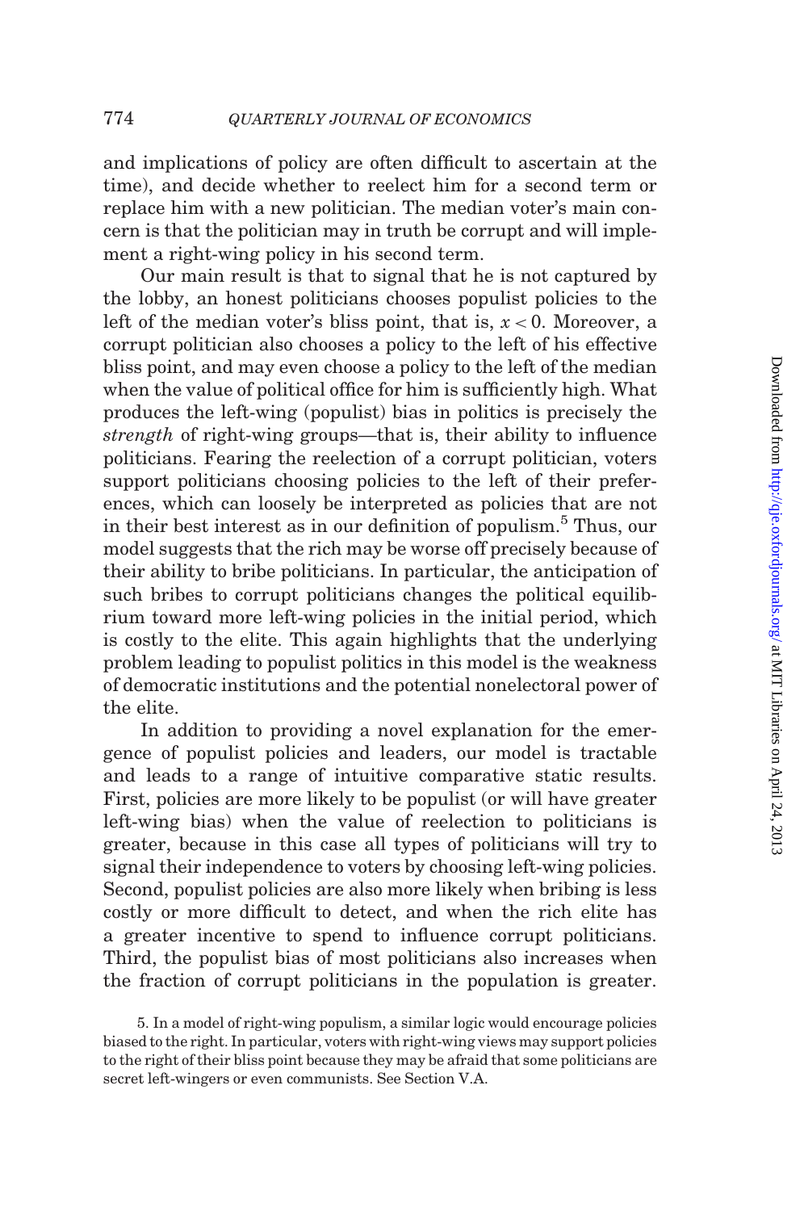and implications of policy are often difficult to ascertain at the time), and decide whether to reelect him for a second term or replace him with a new politician. The median voter's main concern is that the politician may in truth be corrupt and will implement a right-wing policy in his second term.

Our main result is that to signal that he is not captured by the lobby, an honest politicians chooses populist policies to the left of the median voter's bliss point, that is, $x < 0$. Moreover, a corrupt politician also chooses a policy to the left of his effective bliss point, and may even choose a policy to the left of the median when the value of political office for him is sufficiently high. What produces the left-wing (populist) bias in politics is precisely the *strength* of right-wing groups—that is, their ability to influence politicians. Fearing the reelection of a corrupt politician, voters support politicians choosing policies to the left of their preferences, which can loosely be interpreted as policies that are not in their best interest as in our definition of populism.[5] Thus, our model suggests that the rich may be worse off precisely because of their ability to bribe politicians. In particular, the anticipation of such bribes to corrupt politicians changes the political equilibrium toward more left-wing policies in the initial period, which is costly to the elite. This again highlights that the underlying problem leading to populist politics in this model is the weakness of democratic institutions and the potential nonelectoral power of the elite.

In addition to providing a novel explanation for the emergence of populist policies and leaders, our model is tractable and leads to a range of intuitive comparative static results. First, policies are more likely to be populist (or will have greater left-wing bias) when the value of reelection to politicians is greater, because in this case all types of politicians will try to signal their independence to voters by choosing left-wing policies. Second, populist policies are also more likely when bribing is less costly or more difficult to detect, and when the rich elite has a greater incentive to spend to influence corrupt politicians. Third, the populist bias of most politicians also increases when the fraction of corrupt politicians in the population is greater.

5. In a model of right-wing populism, a similar logic would encourage policies biased to the right. In particular, voters with right-wing views may support policies to the right of their bliss point because they may be afraid that some politicians are secret left-wingers or even communists. See Section V.A.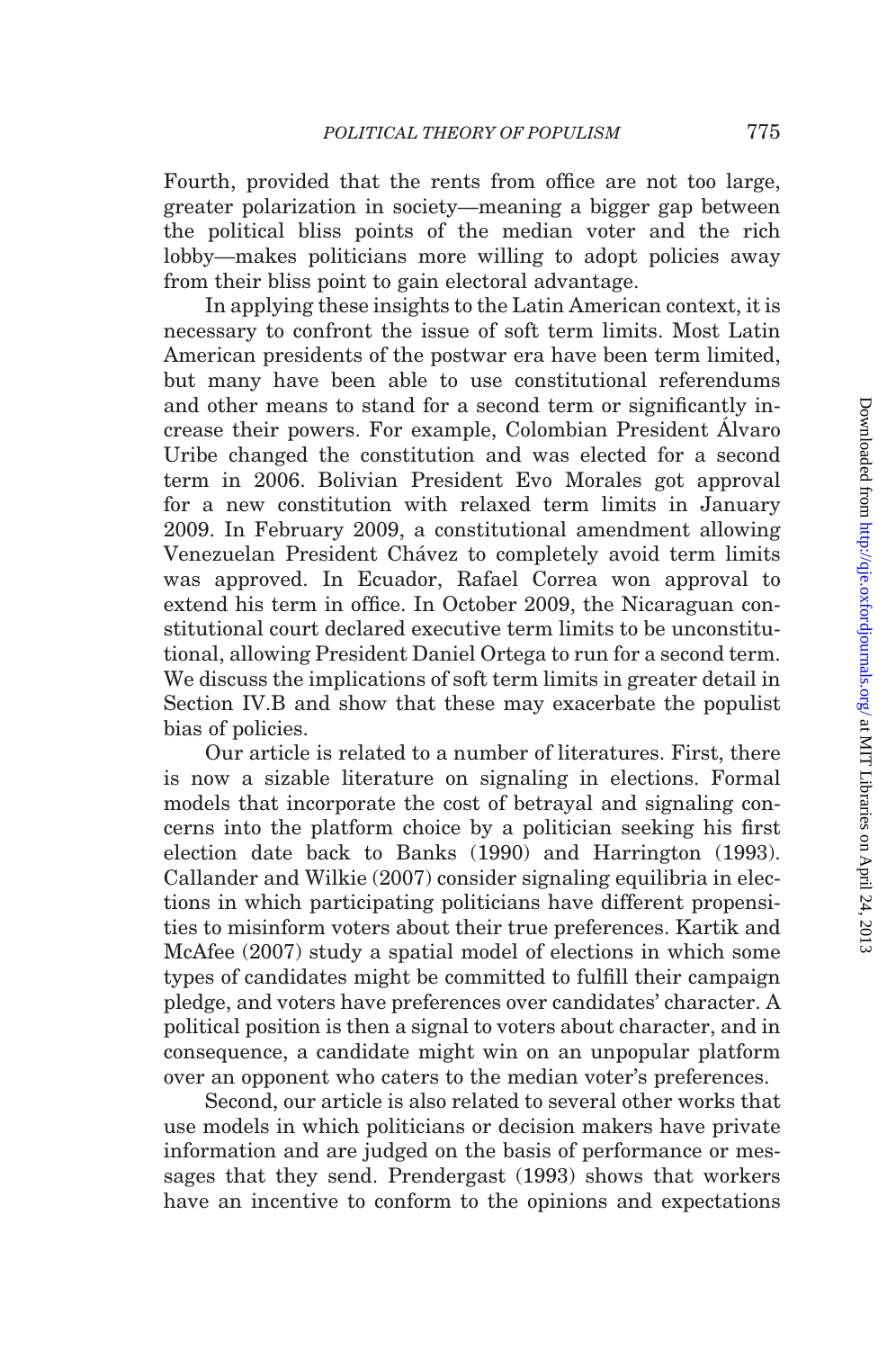Fourth, provided that the rents from office are not too large, greater polarization in society—meaning a bigger gap between the political bliss points of the median voter and the rich lobby—makes politicians more willing to adopt policies away from their bliss point to gain electoral advantage.

In applying these insights to the Latin American context, it is necessary to confront the issue of soft term limits. Most Latin American presidents of the postwar era have been term limited, but many have been able to use constitutional referendums and other means to stand for a second term or significantly increase their powers. For example, Colombian President Álvaro Uribe changed the constitution and was elected for a second term in 2006. Bolivian President Evo Morales got approval for a new constitution with relaxed term limits in January 2009. In February 2009, a constitutional amendment allowing Venezuelan President Chávez to completely avoid term limits was approved. In Ecuador, Rafael Correa won approval to extend his term in office. In October 2009, the Nicaraguan constitutional court declared executive term limits to be unconstitutional, allowing President Daniel Ortega to run for a second term. We discuss the implications of soft term limits in greater detail in Section IV.B and show that these may exacerbate the populist bias of policies.

Our article is related to a number of literatures. First, there is now a sizable literature on signaling in elections. Formal models that incorporate the cost of betrayal and signaling concerns into the platform choice by a politician seeking his first election date back to Banks (1990) and Harrington (1993). Callander and Wilkie (2007) consider signaling equilibria in elections in which participating politicians have different propensities to misinform voters about their true preferences. Kartik and McAfee (2007) study a spatial model of elections in which some types of candidates might be committed to fulfill their campaign pledge, and voters have preferences over candidates' character. A political position is then a signal to voters about character, and in consequence, a candidate might win on an unpopular platform over an opponent who caters to the median voter's preferences.

Second, our article is also related to several other works that use models in which politicians or decision makers have private information and are judged on the basis of performance or messages that they send. Prendergast (1993) shows that workers have an incentive to conform to the opinions and expectations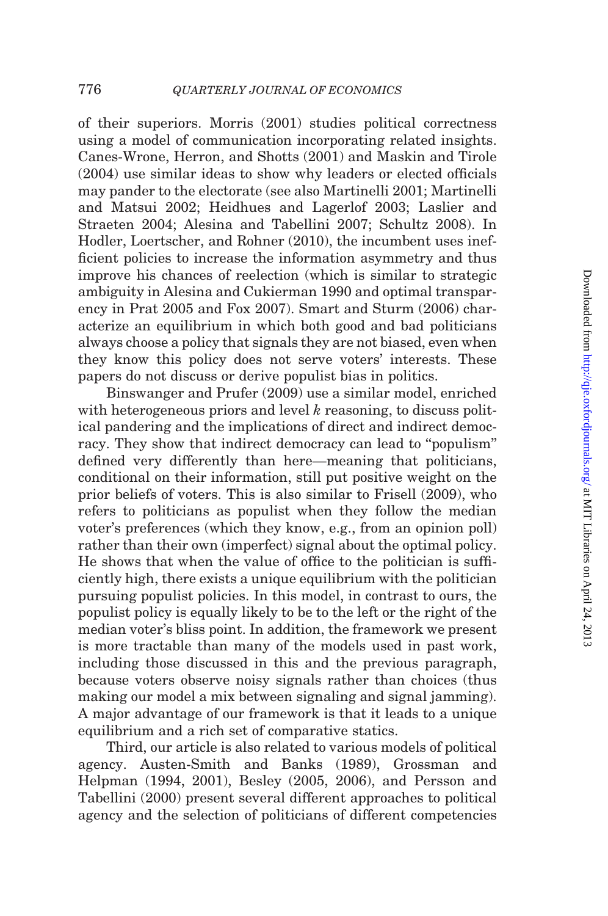of their superiors. Morris (2001) studies political correctness using a model of communication incorporating related insights. Canes-Wrone, Herron, and Shotts (2001) and Maskin and Tirole (2004) use similar ideas to show why leaders or elected officials may pander to the electorate (see also Martinelli 2001; Martinelli and Matsui 2002; Heidhues and Lagerlof 2003; Laslier and Straeten 2004; Alesina and Tabellini 2007; Schultz 2008). In Hodler, Loertscher, and Rohner (2010), the incumbent uses inefficient policies to increase the information asymmetry and thus improve his chances of reelection (which is similar to strategic ambiguity in Alesina and Cukierman 1990 and optimal transparency in Prat 2005 and Fox 2007). Smart and Sturm (2006) characterize an equilibrium in which both good and bad politicians always choose a policy that signals they are not biased, even when they know this policy does not serve voters' interests. These papers do not discuss or derive populist bias in politics.

Binswanger and Prufer (2009) use a similar model, enriched with heterogeneous priors and level $k$ reasoning, to discuss political pandering and the implications of direct and indirect democracy. They show that indirect democracy can lead to "populism" defined very differently than here—meaning that politicians, conditional on their information, still put positive weight on the prior beliefs of voters. This is also similar to Frisell (2009), who refers to politicians as populist when they follow the median voter's preferences (which they know, e.g., from an opinion poll) rather than their own (imperfect) signal about the optimal policy. He shows that when the value of office to the politician is sufficiently high, there exists a unique equilibrium with the politician pursuing populist policies. In this model, in contrast to ours, the populist policy is equally likely to be to the left or the right of the median voter's bliss point. In addition, the framework we present is more tractable than many of the models used in past work, including those discussed in this and the previous paragraph, because voters observe noisy signals rather than choices (thus making our model a mix between signaling and signal jamming). A major advantage of our framework is that it leads to a unique equilibrium and a rich set of comparative statics.

Third, our article is also related to various models of political agency. Austen-Smith and Banks (1989), Grossman and Helpman (1994, 2001), Besley (2005, 2006), and Persson and Tabellini (2000) present several different approaches to political agency and the selection of politicians of different competencies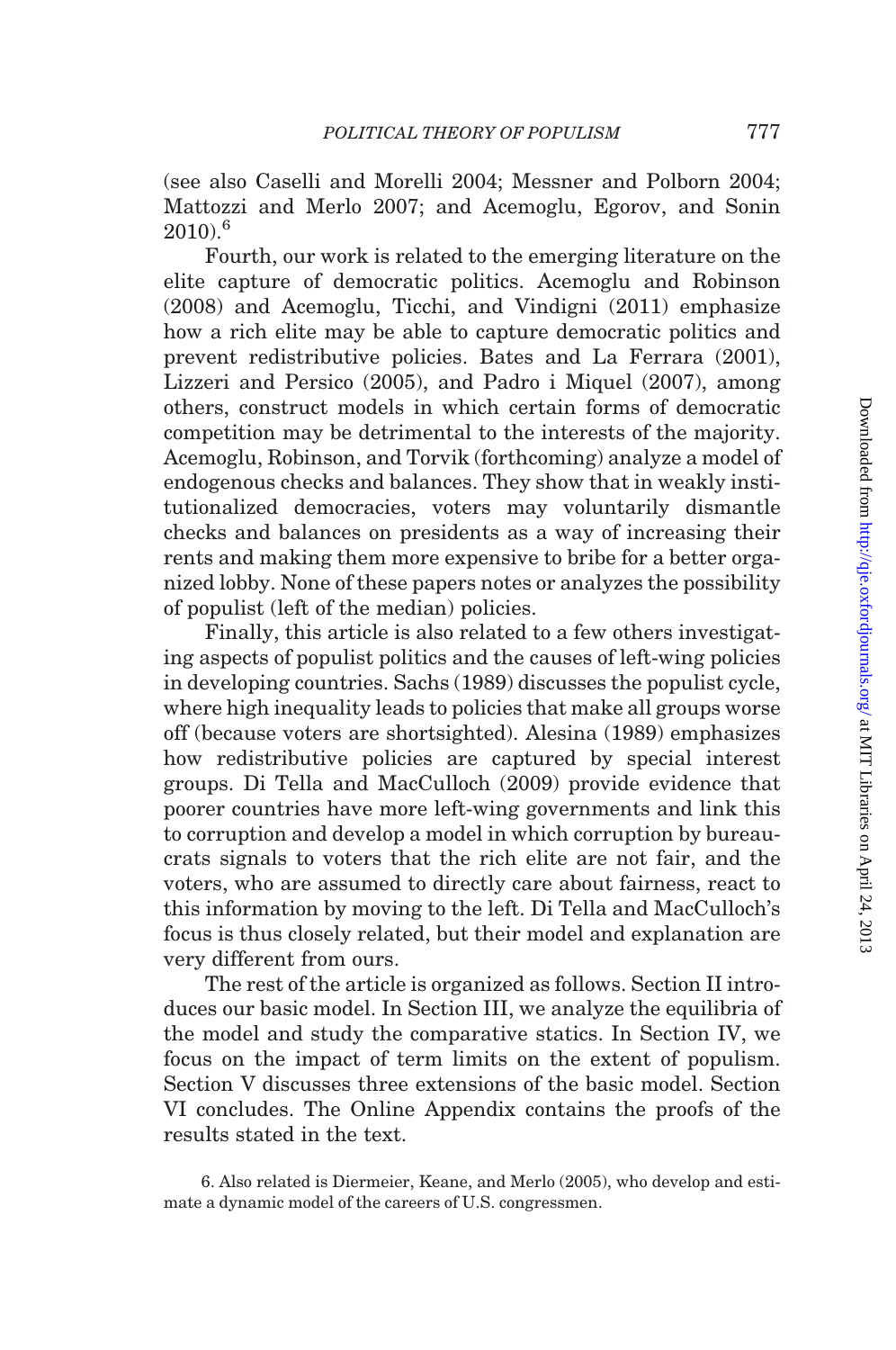(see also Caselli and Morelli 2004; Messner and Polborn 2004; Mattozzi and Merlo 2007; and Acemoglu, Egorov, and Sonin 2010).[6]

Fourth, our work is related to the emerging literature on the elite capture of democratic politics. Acemoglu and Robinson (2008) and Acemoglu, Ticchi, and Vindigni (2011) emphasize how a rich elite may be able to capture democratic politics and prevent redistributive policies. Bates and La Ferrara (2001), Lizzeri and Persico (2005), and Padro i Miquel (2007), among others, construct models in which certain forms of democratic competition may be detrimental to the interests of the majority. Acemoglu, Robinson, and Torvik (forthcoming) analyze a model of endogenous checks and balances. They show that in weakly institutionalized democracies, voters may voluntarily dismantle checks and balances on presidents as a way of increasing their rents and making them more expensive to bribe for a better organized lobby. None of these papers notes or analyzes the possibility of populist (left of the median) policies.

Finally, this article is also related to a few others investigating aspects of populist politics and the causes of left-wing policies in developing countries. Sachs (1989) discusses the populist cycle, where high inequality leads to policies that make all groups worse off (because voters are shortsighted). Alesina (1989) emphasizes how redistributive policies are captured by special interest groups. Di Tella and MacCulloch (2009) provide evidence that poorer countries have more left-wing governments and link this to corruption and develop a model in which corruption by bureaucrats signals to voters that the rich elite are not fair, and the voters, who are assumed to directly care about fairness, react to this information by moving to the left. Di Tella and MacCulloch's focus is thus closely related, but their model and explanation are very different from ours.

The rest of the article is organized as follows. Section II introduces our basic model. In Section III, we analyze the equilibria of the model and study the comparative statics. In Section IV, we focus on the impact of term limits on the extent of populism. Section V discusses three extensions of the basic model. Section VI concludes. The Online Appendix contains the proofs of the results stated in the text.

6. Also related is Diermeier, Keane, and Merlo (2005), who develop and estimate a dynamic model of the careers of U.S. congressmen.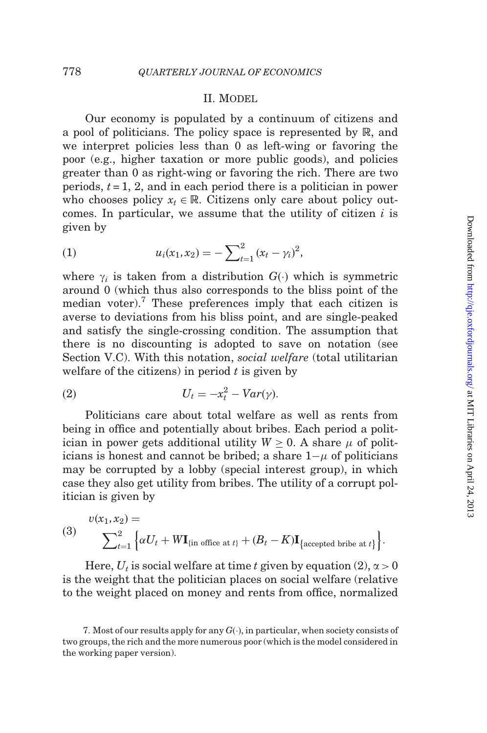## II. Model

Our economy is populated by a continuum of citizens and a pool of politicians. The policy space is represented by $\mathbb{R}$, and we interpret policies less than 0 as left-wing or favoring the poor (e.g., higher taxation or more public goods), and policies greater than 0 as right-wing or favoring the rich. There are two periods, $t = 1, 2$, and in each period there is a politician in power who chooses policy $x_t \in \mathbb{R}$. Citizens only care about policy outcomes. In particular, we assume that the utility of citizen $i$ is given by

$$u_i(x_1, x_2) = -\sum_{t=1}^{2} (x_t - \gamma_i)^2, \tag{1}$$

where $\gamma_i$ is taken from a distribution $G(\cdot)$ which is symmetric around 0 (which thus also corresponds to the bliss point of the median voter).[7] These preferences imply that each citizen is averse to deviations from his bliss point, and are single-peaked and satisfy the single-crossing condition. The assumption that there is no discounting is adopted to save on notation (see Section V.C). With this notation, *social welfare* (total utilitarian welfare of the citizens) in period $t$ is given by

$$U_t = -x_t^2 - Var(\gamma). \tag{2}$$

Politicians care about total welfare as well as rents from being in office and potentially about bribes. Each period a politician in power gets additional utility $W \geq 0$. A share $\mu$ of politicians is honest and cannot be bribed; a share $1-\mu$ of politicians may be corrupted by a lobby (special interest group), in which case they also get utility from bribes. The utility of a corrupt politician is given by

$$v(x_1, x_2) = \sum_{t=1}^{2} \left\{ \alpha U_t + W \mathbf{I}_{\{\text{in office at } t\}} + (B_t - K) \mathbf{I}_{\{\text{accepted bribe at } t\}} \right\}. \tag{3}$$

Here, $U_t$ is social welfare at time $t$ given by equation (2), $\alpha > 0$ is the weight that the politician places on social welfare (relative to the weight placed on money and rents from office, normalized

7. Most of our results apply for any $G(\cdot)$, in particular, when society consists of two groups, the rich and the more numerous poor (which is the model considered in the working paper version).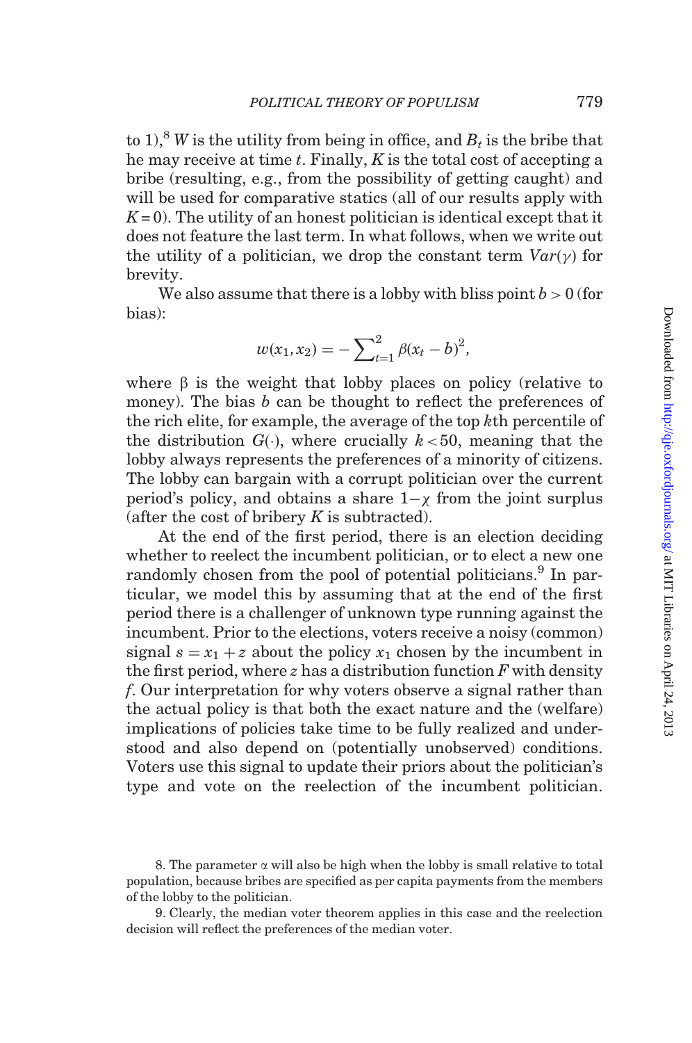to 1),[8] $W$ is the utility from being in office, and $B_t$ is the bribe that he may receive at time $t$. Finally, $K$ is the total cost of accepting a bribe (resulting, e.g., from the possibility of getting caught) and will be used for comparative statics (all of our results apply with $K = 0$). The utility of an honest politician is identical except that it does not feature the last term. In what follows, when we write out the utility of a politician, we drop the constant term $Var(\gamma)$ for brevity.

We also assume that there is a lobby with bliss point $b > 0$ (for bias):

$$w(x_1, x_2) = -\sum\nolimits_{t=1}^{2} \beta(x_t - b)^2,$$

where β is the weight that lobby places on policy (relative to money). The bias $b$ can be thought to reflect the preferences of the rich elite, for example, the average of the top $k$th percentile of the distribution $G(\cdot)$, where crucially $k < 50$, meaning that the lobby always represents the preferences of a minority of citizens. The lobby can bargain with a corrupt politician over the current period's policy, and obtains a share $1 - \chi$ from the joint surplus (after the cost of bribery $K$ is subtracted).

At the end of the first period, there is an election deciding whether to reelect the incumbent politician, or to elect a new one randomly chosen from the pool of potential politicians.[9] In particular, we model this by assuming that at the end of the first period there is a challenger of unknown type running against the incumbent. Prior to the elections, voters receive a noisy (common) signal $s = x_1 + z$ about the policy $x_1$ chosen by the incumbent in the first period, where $z$ has a distribution function $F$ with density $f$. Our interpretation for why voters observe a signal rather than the actual policy is that both the exact nature and the (welfare) implications of policies take time to be fully realized and understood and also depend on (potentially unobserved) conditions. Voters use this signal to update their priors about the politician's type and vote on the reelection of the incumbent politician.

8. The parameter α will also be high when the lobby is small relative to total population, because bribes are specified as per capita payments from the members of the lobby to the politician.

9. Clearly, the median voter theorem applies in this case and the reelection decision will reflect the preferences of the median voter.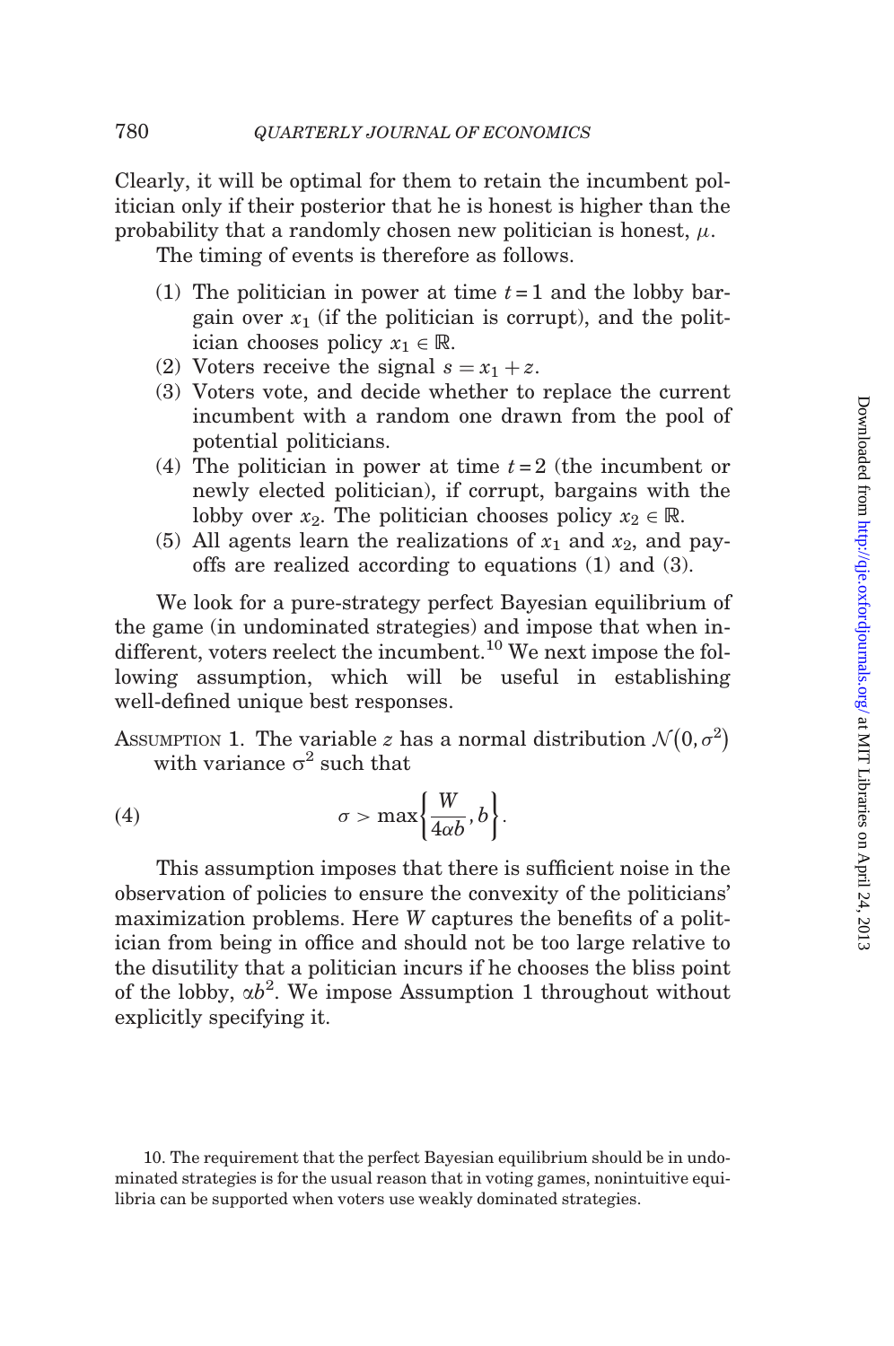Clearly, it will be optimal for them to retain the incumbent politician only if their posterior that he is honest is higher than the probability that a randomly chosen new politician is honest, $\mu$.

The timing of events is therefore as follows.

1. The politician in power at time $t = 1$ and the lobby bargain over $x_1$ (if the politician is corrupt), and the politician chooses policy $x_1 \in \mathbb{R}$.
2. Voters receive the signal $s = x_1 + z$.
3. Voters vote, and decide whether to replace the current incumbent with a random one drawn from the pool of potential politicians.
4. The politician in power at time $t = 2$ (the incumbent or newly elected politician), if corrupt, bargains with the lobby over $x_2$. The politician chooses policy $x_2 \in \mathbb{R}$.
5. All agents learn the realizations of $x_1$ and $x_2$, and payoffs are realized according to equations (1) and (3).

We look for a pure-strategy perfect Bayesian equilibrium of the game (in undominated strategies) and impose that when indifferent, voters reelect the incumbent.[10] We next impose the following assumption, which will be useful in establishing well-defined unique best responses.

Assumption 1. The variable $z$ has a normal distribution $\mathcal{N}(0, \sigma^2)$ with variance $\sigma^2$ such that

$$\sigma > \max\left\{\frac{W}{4\alpha b}, b\right\}. \tag{4}$$

This assumption imposes that there is sufficient noise in the observation of policies to ensure the convexity of the politicians' maximization problems. Here $W$ captures the benefits of a politician from being in office and should not be too large relative to the disutility that a politician incurs if he chooses the bliss point of the lobby, $\alpha b^2$. We impose Assumption 1 throughout without explicitly specifying it.

10. The requirement that the perfect Bayesian equilibrium should be in undominated strategies is for the usual reason that in voting games, nonintuitive equilibria can be supported when voters use weakly dominated strategies.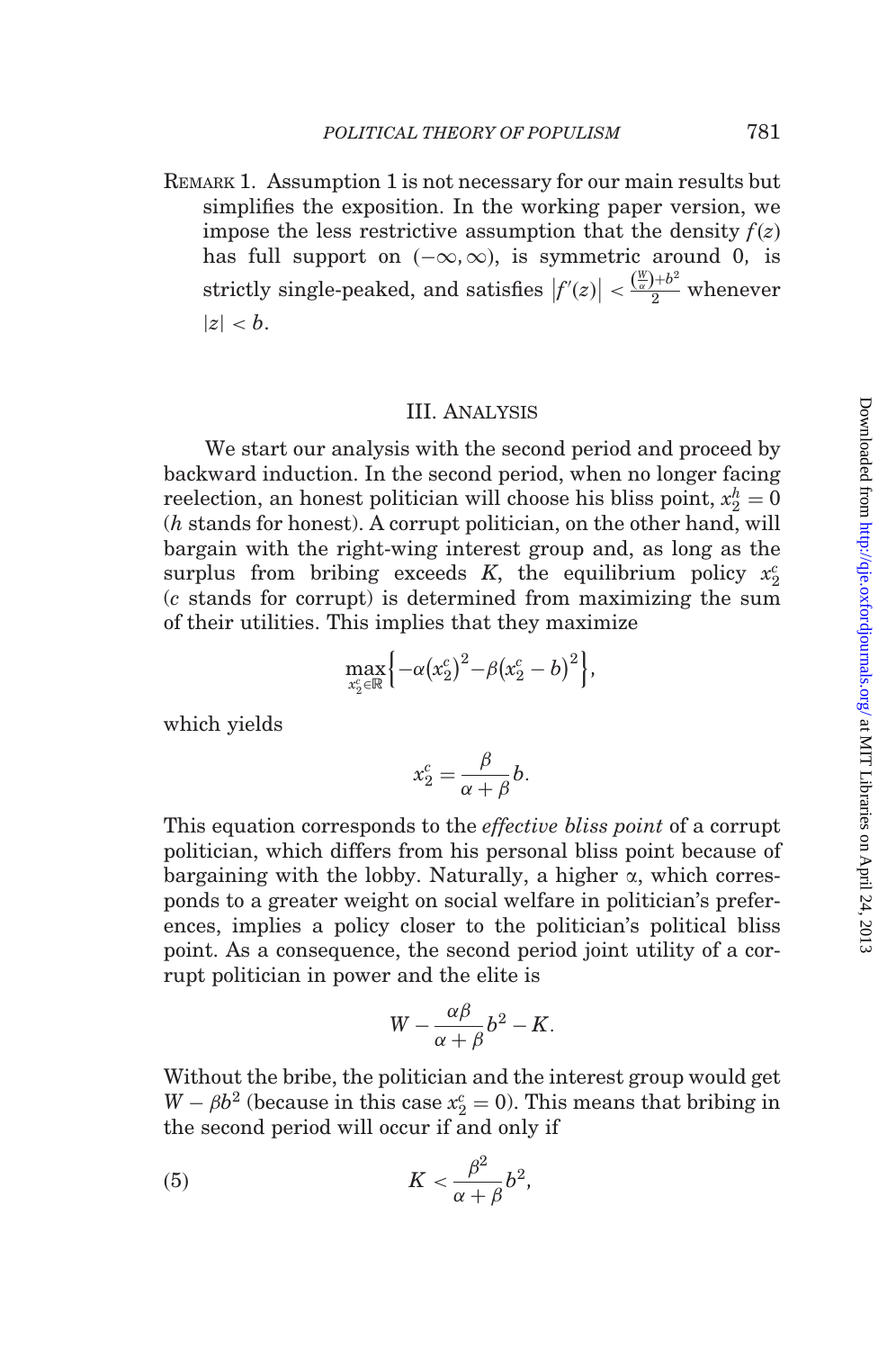REMARK 1. Assumption 1 is not necessary for our main results but simplifies the exposition. In the working paper version, we impose the less restrictive assumption that the density $f(z)$ has full support on $(-\infty, \infty)$, is symmetric around 0, is strictly single-peaked, and satisfies $|f'(z)| < \frac{(\frac{W}{\alpha})+b^2}{2}$ whenever $|z| < b$.

## III. ANALYSIS

We start our analysis with the second period and proceed by backward induction. In the second period, when no longer facing reelection, an honest politician will choose his bliss point, $x_2^h = 0$ ($h$ stands for honest). A corrupt politician, on the other hand, will bargain with the right-wing interest group and, as long as the surplus from bribing exceeds $K$, the equilibrium policy $x_2^c$ ($c$ stands for corrupt) is determined from maximizing the sum of their utilities. This implies that they maximize

$$\max_{x_2^c \in \mathbb{R}} \left\{ -\alpha \left( x_2^c \right)^2 - \beta \left( x_2^c - b \right)^2 \right\},$$

which yields

$$x_2^c = \frac{\beta}{\alpha + \beta} b.$$

This equation corresponds to the *effective bliss point* of a corrupt politician, which differs from his personal bliss point because of bargaining with the lobby. Naturally, a higher $\alpha$, which corresponds to a greater weight on social welfare in politician's preferences, implies a policy closer to the politician's political bliss point. As a consequence, the second period joint utility of a corrupt politician in power and the elite is

$$W - \frac{\alpha\beta}{\alpha + \beta} b^2 - K.$$

Without the bribe, the politician and the interest group would get $W - \beta b^2$ (because in this case $x_2^c = 0$). This means that bribing in the second period will occur if and only if

$$K < \frac{\beta^2}{\alpha + \beta} b^2, \tag{5}$$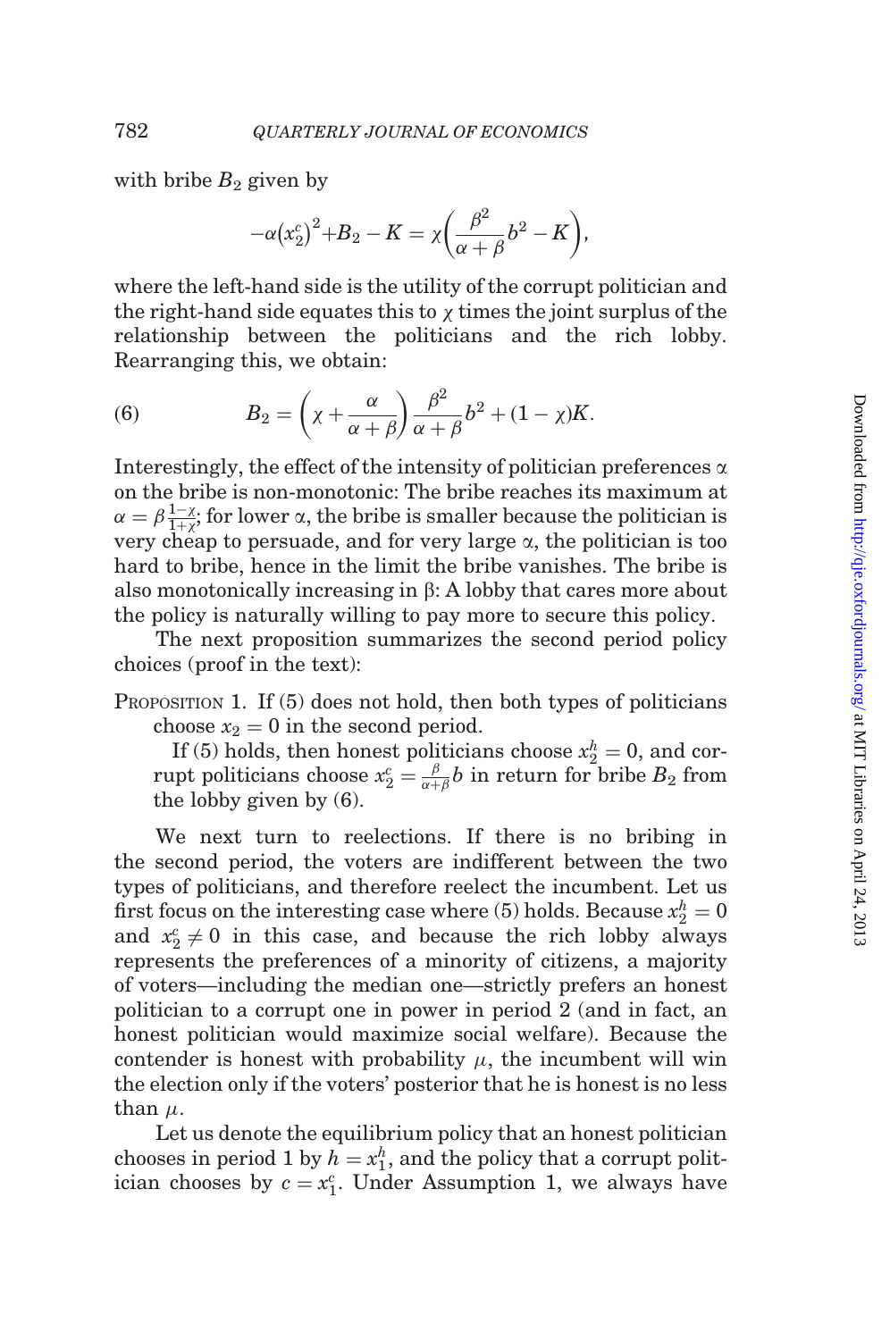with bribe $B_2$ given by

$$-\alpha(x_2^c)^2 + B_2 - K = \chi\left(\frac{\beta^2}{\alpha+\beta}b^2 - K\right),$$

where the left-hand side is the utility of the corrupt politician and the right-hand side equates this to $\chi$ times the joint surplus of the relationship between the politicians and the rich lobby. Rearranging this, we obtain:

$$B_2 = \left(\chi + \frac{\alpha}{\alpha+\beta}\right)\frac{\beta^2}{\alpha+\beta}b^2 + (1-\chi)K. \tag{6}$$

Interestingly, the effect of the intensity of politician preferences $\alpha$ on the bribe is non-monotonic: The bribe reaches its maximum at $\alpha = \beta\frac{1-\chi}{1+\chi}$; for lower $\alpha$, the bribe is smaller because the politician is very cheap to persuade, and for very large $\alpha$, the politician is too hard to bribe, hence in the limit the bribe vanishes. The bribe is also monotonically increasing in $\beta$: A lobby that cares more about the policy is naturally willing to pay more to secure this policy.

The next proposition summarizes the second period policy choices (proof in the text):

PROPOSITION 1. If (5) does not hold, then both types of politicians choose $x_2 = 0$ in the second period.

If (5) holds, then honest politicians choose $x_2^h = 0$, and corrupt politicians choose $x_2^c = \frac{\beta}{\alpha+\beta}b$ in return for bribe $B_2$ from the lobby given by (6).

We next turn to reelections. If there is no bribing in the second period, the voters are indifferent between the two types of politicians, and therefore reelect the incumbent. Let us first focus on the interesting case where (5) holds. Because $x_2^h = 0$ and $x_2^c \neq 0$ in this case, and because the rich lobby always represents the preferences of a minority of citizens, a majority of voters—including the median one—strictly prefers an honest politician to a corrupt one in power in period 2 (and in fact, an honest politician would maximize social welfare). Because the contender is honest with probability $\mu$, the incumbent will win the election only if the voters' posterior that he is honest is no less than $\mu$.

Let us denote the equilibrium policy that an honest politician chooses in period 1 by $h = x_1^h$, and the policy that a corrupt politician chooses by $c = x_1^c$. Under Assumption 1, we always have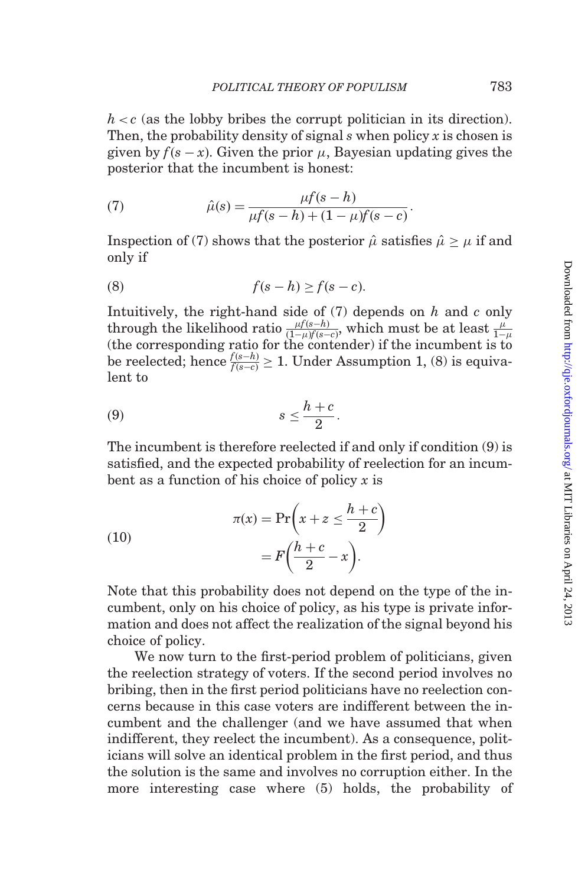$h < c$ (as the lobby bribes the corrupt politician in its direction). Then, the probability density of signal $s$ when policy $x$ is chosen is given by $f(s-x)$. Given the prior $\mu$, Bayesian updating gives the posterior that the incumbent is honest:

$$\hat{\mu}(s) = \frac{\mu f(s-h)}{\mu f(s-h) + (1-\mu) f(s-c)}. \tag{7}$$

Inspection of (7) shows that the posterior $\hat{\mu}$ satisfies $\hat{\mu} \geq \mu$ if and only if

$$f(s-h) \geq f(s-c). \tag{8}$$

Intuitively, the right-hand side of (7) depends on $h$ and $c$ only through the likelihood ratio $\frac{\mu f(s-h)}{(1-\mu) f(s-c)}$, which must be at least $\frac{\mu}{1-\mu}$ (the corresponding ratio for the contender) if the incumbent is to be reelected; hence $\frac{f(s-h)}{f(s-c)} \geq 1$. Under Assumption 1, (8) is equivalent to

$$s \leq \frac{h+c}{2}. \tag{9}$$

The incumbent is therefore reelected if and only if condition (9) is satisfied, and the expected probability of reelection for an incumbent as a function of his choice of policy $x$ is

$$\begin{aligned} \pi(x) &= \Pr\left(x + z \leq \frac{h+c}{2}\right) \\ &= F\left(\frac{h+c}{2} - x\right). \end{aligned} \tag{10}$$

Note that this probability does not depend on the type of the incumbent, only on his choice of policy, as his type is private information and does not affect the realization of the signal beyond his choice of policy.

We now turn to the first-period problem of politicians, given the reelection strategy of voters. If the second period involves no bribing, then in the first period politicians have no reelection concerns because in this case voters are indifferent between the incumbent and the challenger (and we have assumed that when indifferent, they reelect the incumbent). As a consequence, politicians will solve an identical problem in the first period, and thus the solution is the same and involves no corruption either. In the more interesting case where (5) holds, the probability of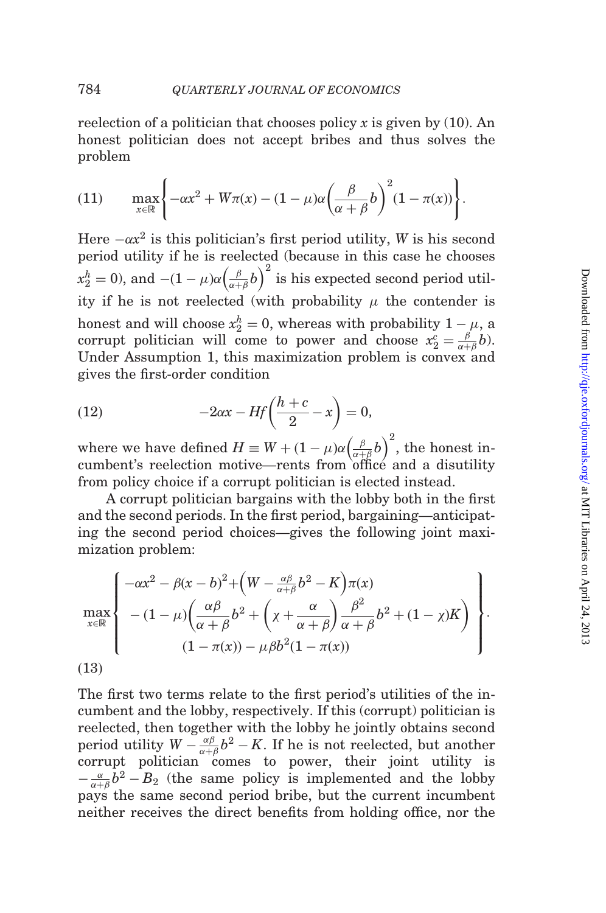reelection of a politician that chooses policy $x$ is given by (10). An honest politician does not accept bribes and thus solves the problem

$$\max_{x\in\mathbb{R}}\left\{-\alpha x^2 + W\pi(x) - (1-\mu)\alpha\left(\frac{\beta}{\alpha+\beta}b\right)^2(1-\pi(x))\right\}. \tag{11}$$

Here $-\alpha x^2$ is this politician's first period utility, $W$ is his second period utility if he is reelected (because in this case he chooses $x_2^h = 0$), and $-(1-\mu)\alpha\left(\frac{\beta}{\alpha+\beta}b\right)^2$ is his expected second period utility if he is not reelected (with probability $\mu$ the contender is honest and will choose $x_2^h = 0$, whereas with probability $1-\mu$, a corrupt politician will come to power and choose $x_2^c = \frac{\beta}{\alpha+\beta}b$). Under Assumption 1, this maximization problem is convex and gives the first-order condition

$$-2\alpha x - Hf\left(\frac{h+c}{2} - x\right) = 0, \tag{12}$$

where we have defined $H \equiv W + (1-\mu)\alpha\left(\frac{\beta}{\alpha+\beta}b\right)^2$, the honest incumbent's reelection motive—rents from office and a disutility from policy choice if a corrupt politician is elected instead.

A corrupt politician bargains with the lobby both in the first and the second periods. In the first period, bargaining—anticipating the second period choices—gives the following joint maximization problem:

$$\max_{x\in\mathbb{R}}\left\{\begin{array}{c} -\alpha x^2 - \beta(x-b)^2 + \left(W - \frac{\alpha\beta}{\alpha+\beta}b^2 - K\right)\pi(x) \\ -(1-\mu)\left(\frac{\alpha\beta}{\alpha+\beta}b^2 + \left(\chi + \frac{\alpha}{\alpha+\beta}\right)\frac{\beta^2}{\alpha+\beta}b^2 + (1-\chi)K\right) \\ (1-\pi(x)) - \mu\beta b^2(1-\pi(x)) \end{array}\right\}. \tag{13}$$

The first two terms relate to the first period's utilities of the incumbent and the lobby, respectively. If this (corrupt) politician is reelected, then together with the lobby he jointly obtains second period utility $W - \frac{\alpha\beta}{\alpha+\beta}b^2 - K$. If he is not reelected, but another corrupt politician comes to power, their joint utility is $-\frac{\alpha}{\alpha+\beta}b^2 - B_2$ (the same policy is implemented and the lobby pays the same second period bribe, but the current incumbent neither receives the direct benefits from holding office, nor the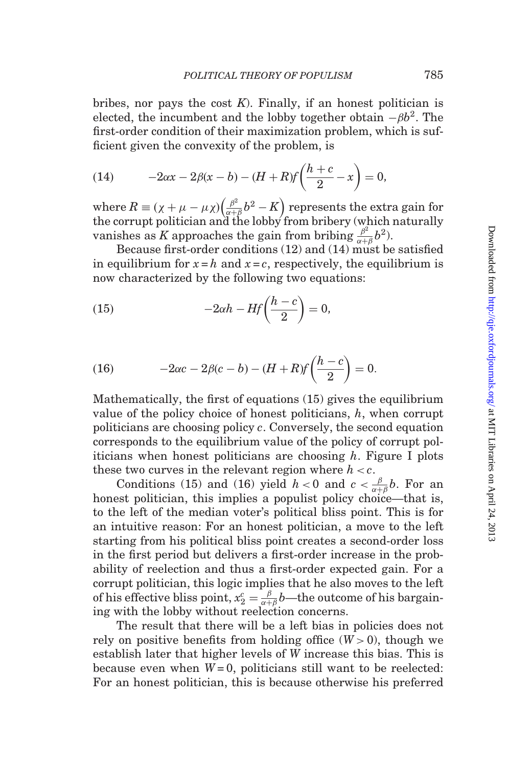bribes, nor pays the cost $K$). Finally, if an honest politician is elected, the incumbent and the lobby together obtain $-\beta b^2$. The first-order condition of their maximization problem, which is sufficient given the convexity of the problem, is

$$-2\alpha x - 2\beta(x-b) - (H+R)f\left(\frac{h+c}{2} - x\right) = 0, \tag{14}$$

where $R \equiv (\chi + \mu - \mu\chi)\left(\frac{\beta^2}{\alpha+\beta}b^2 - K\right)$ represents the extra gain for the corrupt politician and the lobby from bribery (which naturally vanishes as $K$ approaches the gain from bribing $\frac{\beta^2}{\alpha+\beta}b^2$).

Because first-order conditions (12) and (14) must be satisfied in equilibrium for $x = h$ and $x = c$, respectively, the equilibrium is now characterized by the following two equations:

$$-2\alpha h - Hf\left(\frac{h-c}{2}\right) = 0, \tag{15}$$

$$-2\alpha c - 2\beta(c-b) - (H+R)f\left(\frac{h-c}{2}\right) = 0. \tag{16}$$

Mathematically, the first of equations (15) gives the equilibrium value of the policy choice of honest politicians, $h$, when corrupt politicians are choosing policy $c$. Conversely, the second equation corresponds to the equilibrium value of the policy of corrupt politicians when honest politicians are choosing $h$. Figure I plots these two curves in the relevant region where $h < c$.

Conditions (15) and (16) yield $h < 0$ and $c < \frac{\beta}{\alpha+\beta}b$. For an honest politician, this implies a populist policy choice—that is, to the left of the median voter's political bliss point. This is for an intuitive reason: For an honest politician, a move to the left starting from his political bliss point creates a second-order loss in the first period but delivers a first-order increase in the probability of reelection and thus a first-order expected gain. For a corrupt politician, this logic implies that he also moves to the left of his effective bliss point, $x_2^c = \frac{\beta}{\alpha+\beta}b$—the outcome of his bargaining with the lobby without reelection concerns.

The result that there will be a left bias in policies does not rely on positive benefits from holding office ($W > 0$), though we establish later that higher levels of $W$ increase this bias. This is because even when $W = 0$, politicians still want to be reelected: For an honest politician, this is because otherwise his preferred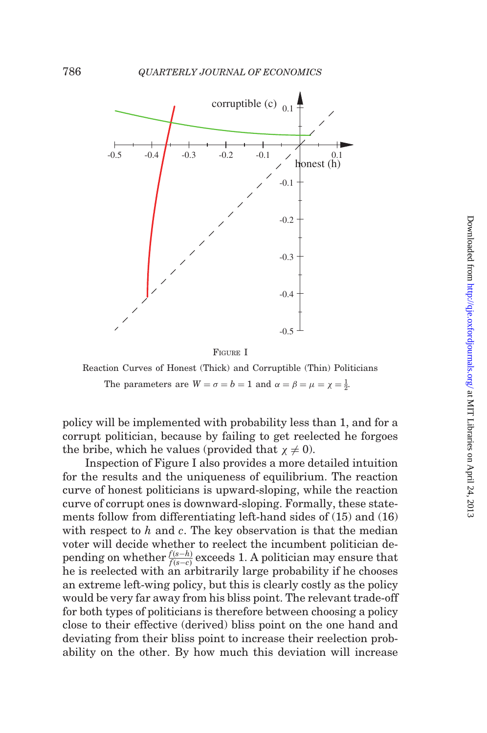FIGURE I

Reaction Curves of Honest (Thick) and Corruptible (Thin) Politicians

The parameters are $W = \sigma = b = 1$ and $\alpha = \beta = \mu = \chi = \frac{1}{2}$.

policy will be implemented with probability less than 1, and for a corrupt politician, because by failing to get reelected he forgoes the bribe, which he values (provided that $\chi \neq 0$).

Inspection of Figure I also provides a more detailed intuition for the results and the uniqueness of equilibrium. The reaction curve of honest politicians is upward-sloping, while the reaction curve of corrupt ones is downward-sloping. Formally, these statements follow from differentiating left-hand sides of (15) and (16) with respect to $h$ and $c$. The key observation is that the median voter will decide whether to reelect the incumbent politician depending on whether $\frac{f(s-h)}{f(s-c)}$ exceeds 1. A politician may ensure that he is reelected with an arbitrarily large probability if he chooses an extreme left-wing policy, but this is clearly costly as the policy would be very far away from his bliss point. The relevant trade-off for both types of politicians is therefore between choosing a policy close to their effective (derived) bliss point on the one hand and deviating from their bliss point to increase their reelection probability on the other. By how much this deviation will increase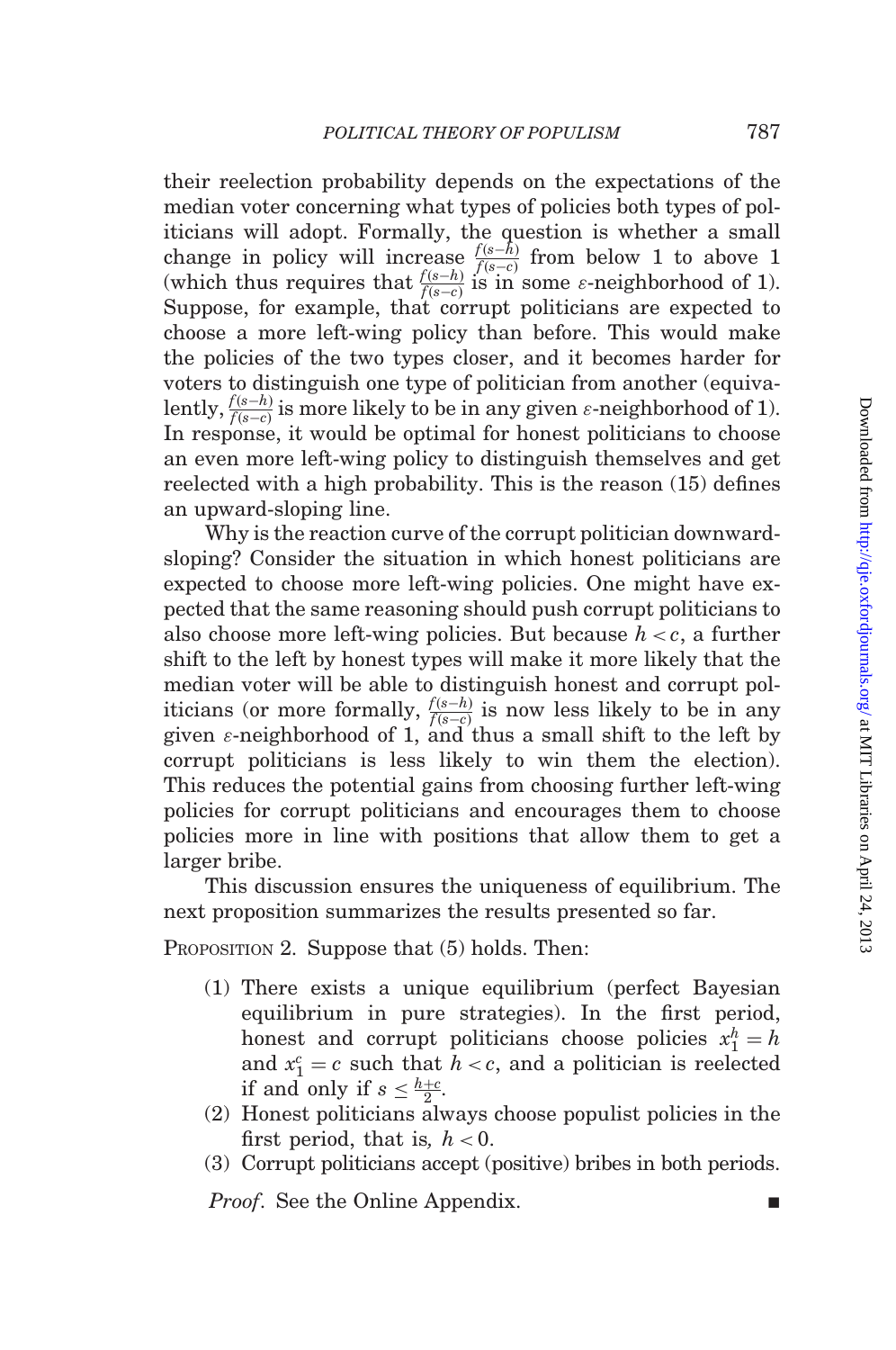their reelection probability depends on the expectations of the median voter concerning what types of policies both types of politicians will adopt. Formally, the question is whether a small change in policy will increase $\frac{f(s-h)}{f(s-c)}$ from below 1 to above 1 (which thus requires that $\frac{f(s-h)}{f(s-c)}$ is in some $\varepsilon$-neighborhood of 1). Suppose, for example, that corrupt politicians are expected to choose a more left-wing policy than before. This would make the policies of the two types closer, and it becomes harder for voters to distinguish one type of politician from another (equivalently, $\frac{f(s-h)}{f(s-c)}$ is more likely to be in any given $\varepsilon$-neighborhood of 1). In response, it would be optimal for honest politicians to choose an even more left-wing policy to distinguish themselves and get reelected with a high probability. This is the reason (15) defines an upward-sloping line.

Why is the reaction curve of the corrupt politician downward-sloping? Consider the situation in which honest politicians are expected to choose more left-wing policies. One might have expected that the same reasoning should push corrupt politicians to also choose more left-wing policies. But because $h < c$, a further shift to the left by honest types will make it more likely that the median voter will be able to distinguish honest and corrupt politicians (or more formally, $\frac{f(s-h)}{f(s-c)}$ is now less likely to be in any given $\varepsilon$-neighborhood of 1, and thus a small shift to the left by corrupt politicians is less likely to win them the election). This reduces the potential gains from choosing further left-wing policies for corrupt politicians and encourages them to choose policies more in line with positions that allow them to get a larger bribe.

This discussion ensures the uniqueness of equilibrium. The next proposition summarizes the results presented so far.

PROPOSITION 2. Suppose that (5) holds. Then:

1. There exists a unique equilibrium (perfect Bayesian equilibrium in pure strategies). In the first period, honest and corrupt politicians choose policies $x_1^h = h$ and $x_1^c = c$ such that $h < c$, and a politician is reelected if and only if $s \leq \frac{h+c}{2}$.
2. Honest politicians always choose populist policies in the first period, that is, $h < 0$.
3. Corrupt politicians accept (positive) bribes in both periods.

*Proof*. See the Online Appendix. ∎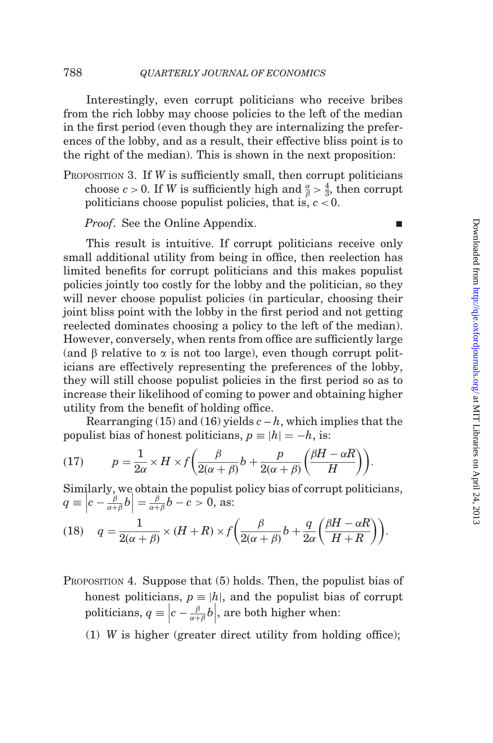Interestingly, even corrupt politicians who receive bribes from the rich lobby may choose policies to the left of the median in the first period (even though they are internalizing the preferences of the lobby, and as a result, their effective bliss point is to the right of the median). This is shown in the next proposition:

PROPOSITION 3. If $W$ is sufficiently small, then corrupt politicians choose $c > 0$. If $W$ is sufficiently high and $\frac{\alpha}{\beta} > \frac{4}{3}$, then corrupt politicians choose populist policies, that is, $c < 0$.

*Proof*. See the Online Appendix. ■

This result is intuitive. If corrupt politicians receive only small additional utility from being in office, then reelection has limited benefits for corrupt politicians and this makes populist policies jointly too costly for the lobby and the politician, so they will never choose populist policies (in particular, choosing their joint bliss point with the lobby in the first period and not getting reelected dominates choosing a policy to the left of the median). However, conversely, when rents from office are sufficiently large (and β relative to α is not too large), even though corrupt politicians are effectively representing the preferences of the lobby, they will still choose populist policies in the first period so as to increase their likelihood of coming to power and obtaining higher utility from the benefit of holding office.

Rearranging (15) and (16) yields $c - h$, which implies that the populist bias of honest politicians, $p \equiv |h| = -h$, is:

$$p = \frac{1}{2\alpha} \times H \times f\left(\frac{\beta}{2(\alpha+\beta)}b + \frac{p}{2(\alpha+\beta)}\left(\frac{\beta H - \alpha R}{H}\right)\right). \tag{17}$$

Similarly, we obtain the populist policy bias of corrupt politicians, $q \equiv \left|c - \frac{\beta}{\alpha+\beta}b\right| = \frac{\beta}{\alpha+\beta}b - c > 0$, as:

$$q = \frac{1}{2(\alpha+\beta)} \times (H+R) \times f\left(\frac{\beta}{2(\alpha+\beta)}b + \frac{q}{2\alpha}\left(\frac{\beta H - \alpha R}{H+R}\right)\right). \tag{18}$$

PROPOSITION 4. Suppose that (5) holds. Then, the populist bias of honest politicians, $p \equiv |h|$, and the populist bias of corrupt politicians, $q \equiv \left|c - \frac{\beta}{\alpha+\beta}b\right|$, are both higher when:

(1) $W$ is higher (greater direct utility from holding office);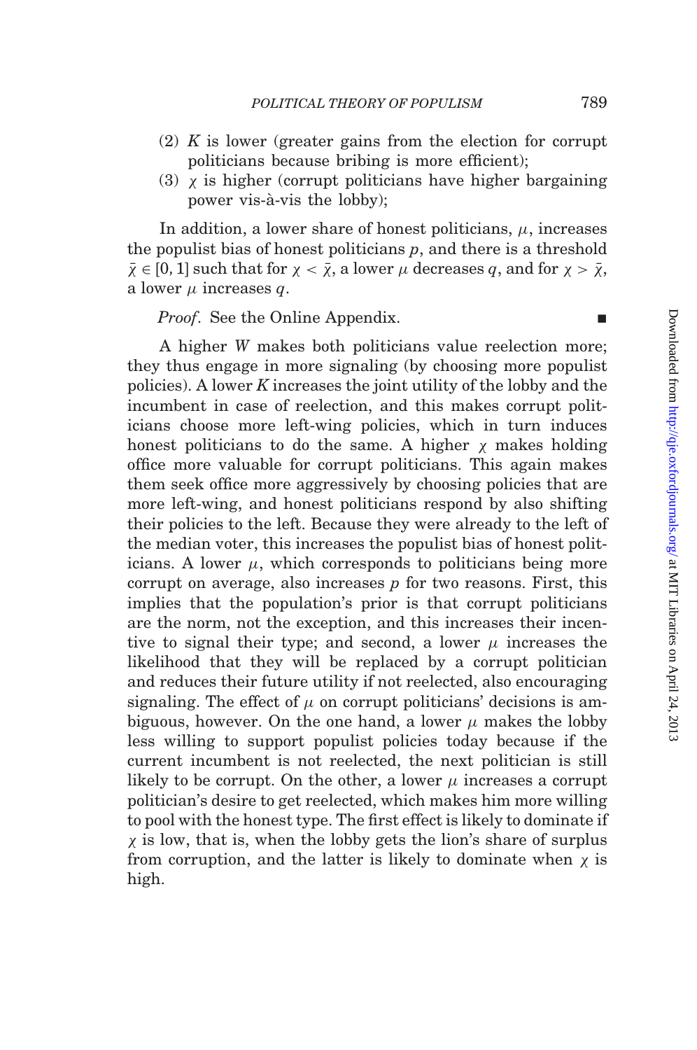(2) $K$ is lower (greater gains from the election for corrupt politicians because bribing is more efficient);

(3) $\chi$ is higher (corrupt politicians have higher bargaining power vis-à-vis the lobby);

In addition, a lower share of honest politicians, $\mu$, increases the populist bias of honest politicians $p$, and there is a threshold $\bar{\chi} \in [0, 1]$ such that for $\chi < \bar{\chi}$, a lower $\mu$ decreases $q$, and for $\chi > \bar{\chi}$, a lower $\mu$ increases $q$.

*Proof*. See the Online Appendix. ∎

A higher $W$ makes both politicians value reelection more; they thus engage in more signaling (by choosing more populist policies). A lower $K$ increases the joint utility of the lobby and the incumbent in case of reelection, and this makes corrupt politicians choose more left-wing policies, which in turn induces honest politicians to do the same. A higher $\chi$ makes holding office more valuable for corrupt politicians. This again makes them seek office more aggressively by choosing policies that are more left-wing, and honest politicians respond by also shifting their policies to the left. Because they were already to the left of the median voter, this increases the populist bias of honest politicians. A lower $\mu$, which corresponds to politicians being more corrupt on average, also increases $p$ for two reasons. First, this implies that the population's prior is that corrupt politicians are the norm, not the exception, and this increases their incentive to signal their type; and second, a lower $\mu$ increases the likelihood that they will be replaced by a corrupt politician and reduces their future utility if not reelected, also encouraging signaling. The effect of $\mu$ on corrupt politicians' decisions is ambiguous, however. On the one hand, a lower $\mu$ makes the lobby less willing to support populist policies today because if the current incumbent is not reelected, the next politician is still likely to be corrupt. On the other, a lower $\mu$ increases a corrupt politician's desire to get reelected, which makes him more willing to pool with the honest type. The first effect is likely to dominate if $\chi$ is low, that is, when the lobby gets the lion's share of surplus from corruption, and the latter is likely to dominate when $\chi$ is high.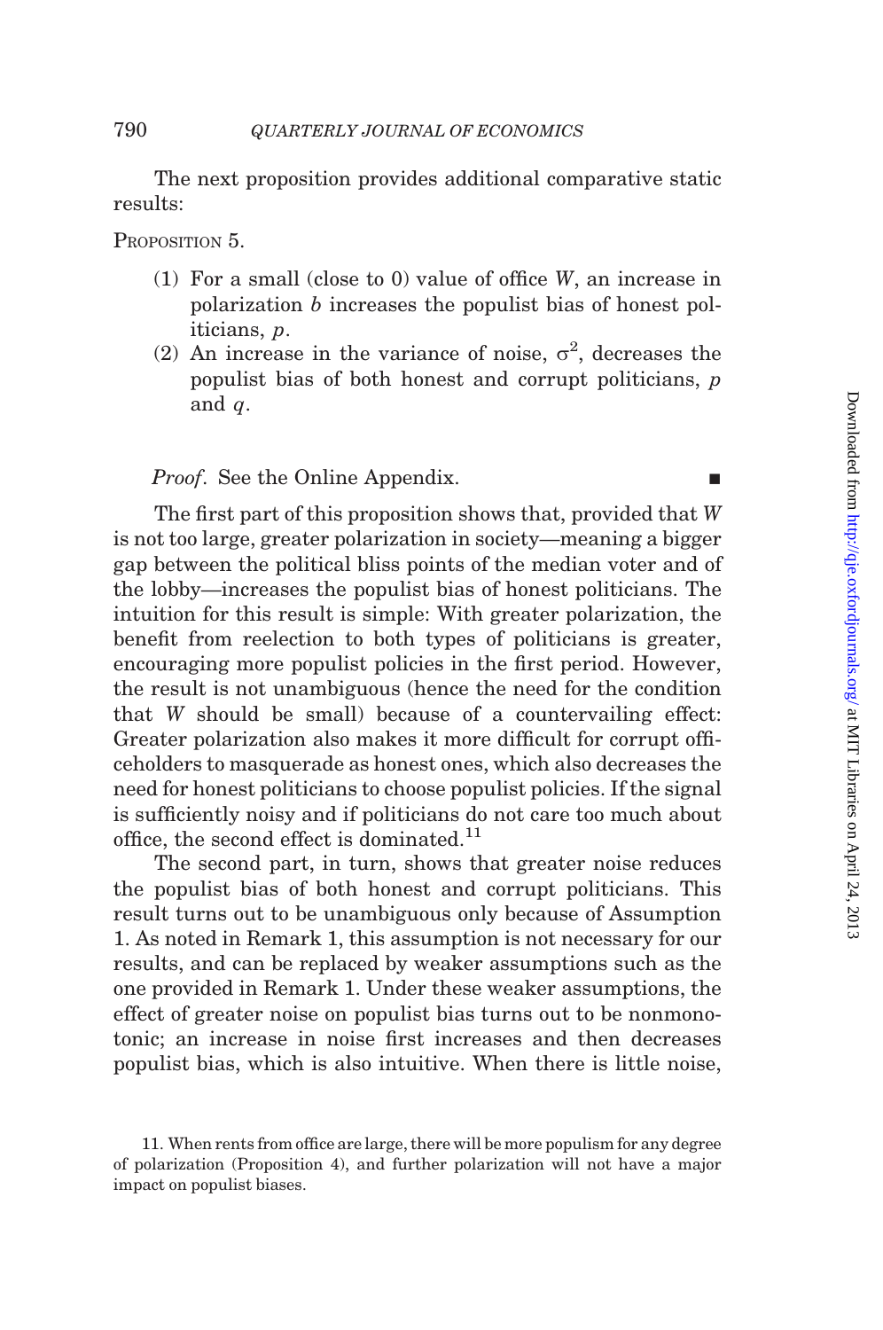The next proposition provides additional comparative static results:

PROPOSITION 5.

(1) For a small (close to 0) value of office $W$, an increase in polarization $b$ increases the populist bias of honest politicians, $p$.
(2) An increase in the variance of noise, $\sigma^2$, decreases the populist bias of both honest and corrupt politicians, $p$ and $q$.

*Proof*. See the Online Appendix. ∎

The first part of this proposition shows that, provided that $W$ is not too large, greater polarization in society—meaning a bigger gap between the political bliss points of the median voter and of the lobby—increases the populist bias of honest politicians. The intuition for this result is simple: With greater polarization, the benefit from reelection to both types of politicians is greater, encouraging more populist policies in the first period. However, the result is not unambiguous (hence the need for the condition that $W$ should be small) because of a countervailing effect: Greater polarization also makes it more difficult for corrupt officeholders to masquerade as honest ones, which also decreases the need for honest politicians to choose populist policies. If the signal is sufficiently noisy and if politicians do not care too much about office, the second effect is dominated.[11]

The second part, in turn, shows that greater noise reduces the populist bias of both honest and corrupt politicians. This result turns out to be unambiguous only because of Assumption 1. As noted in Remark 1, this assumption is not necessary for our results, and can be replaced by weaker assumptions such as the one provided in Remark 1. Under these weaker assumptions, the effect of greater noise on populist bias turns out to be nonmonotonic; an increase in noise first increases and then decreases populist bias, which is also intuitive. When there is little noise,

11. When rents from office are large, there will be more populism for any degree of polarization (Proposition 4), and further polarization will not have a major impact on populist biases.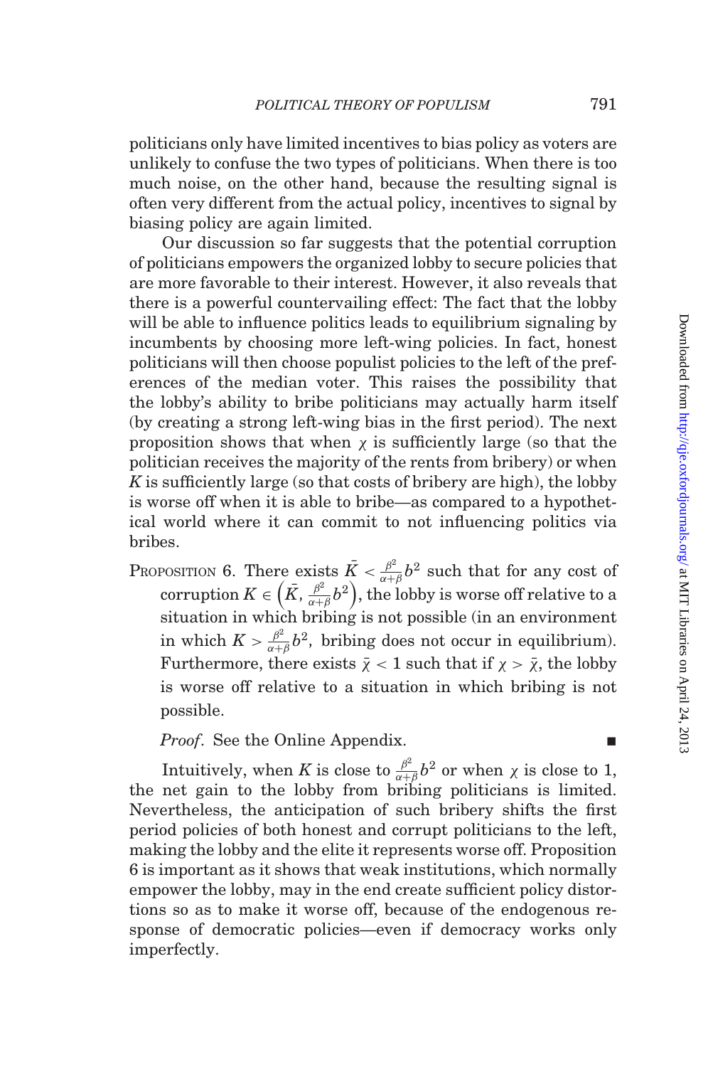politicians only have limited incentives to bias policy as voters are unlikely to confuse the two types of politicians. When there is too much noise, on the other hand, because the resulting signal is often very different from the actual policy, incentives to signal by biasing policy are again limited.

Our discussion so far suggests that the potential corruption of politicians empowers the organized lobby to secure policies that are more favorable to their interest. However, it also reveals that there is a powerful countervailing effect: The fact that the lobby will be able to influence politics leads to equilibrium signaling by incumbents by choosing more left-wing policies. In fact, honest politicians will then choose populist policies to the left of the preferences of the median voter. This raises the possibility that the lobby's ability to bribe politicians may actually harm itself (by creating a strong left-wing bias in the first period). The next proposition shows that when $\chi$ is sufficiently large (so that the politician receives the majority of the rents from bribery) or when $K$ is sufficiently large (so that costs of bribery are high), the lobby is worse off when it is able to bribe—as compared to a hypothetical world where it can commit to not influencing politics via bribes.

PROPOSITION 6. There exists $\bar{K} < \frac{\beta^2}{\alpha+\beta}b^2$ such that for any cost of corruption $K \in \left(\bar{K}, \frac{\beta^2}{\alpha+\beta}b^2\right)$, the lobby is worse off relative to a situation in which bribing is not possible (in an environment in which $K > \frac{\beta^2}{\alpha+\beta}b^2$, bribing does not occur in equilibrium). Furthermore, there exists $\bar{\chi} < 1$ such that if $\chi > \bar{\chi}$, the lobby is worse off relative to a situation in which bribing is not possible.

*Proof*. See the Online Appendix. ∎

Intuitively, when $K$ is close to $\frac{\beta^2}{\alpha+\beta}b^2$ or when $\chi$ is close to 1, the net gain to the lobby from bribing politicians is limited. Nevertheless, the anticipation of such bribery shifts the first period policies of both honest and corrupt politicians to the left, making the lobby and the elite it represents worse off. Proposition 6 is important as it shows that weak institutions, which normally empower the lobby, may in the end create sufficient policy distortions so as to make it worse off, because of the endogenous response of democratic policies—even if democracy works only imperfectly.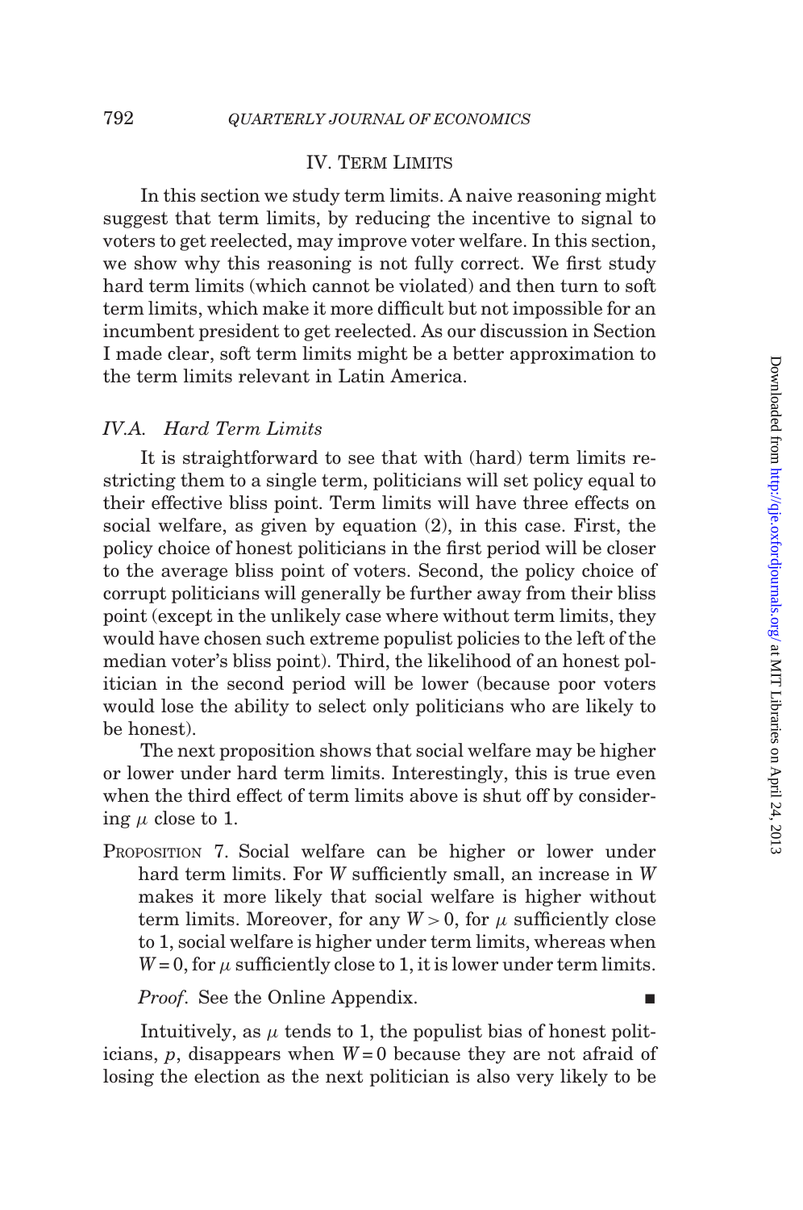## IV. Term Limits

In this section we study term limits. A naive reasoning might suggest that term limits, by reducing the incentive to signal to voters to get reelected, may improve voter welfare. In this section, we show why this reasoning is not fully correct. We first study hard term limits (which cannot be violated) and then turn to soft term limits, which make it more difficult but not impossible for an incumbent president to get reelected. As our discussion in Section I made clear, soft term limits might be a better approximation to the term limits relevant in Latin America.

### *IV.A. Hard Term Limits*

It is straightforward to see that with (hard) term limits restricting them to a single term, politicians will set policy equal to their effective bliss point. Term limits will have three effects on social welfare, as given by equation (2), in this case. First, the policy choice of honest politicians in the first period will be closer to the average bliss point of voters. Second, the policy choice of corrupt politicians will generally be further away from their bliss point (except in the unlikely case where without term limits, they would have chosen such extreme populist policies to the left of the median voter's bliss point). Third, the likelihood of an honest politician in the second period will be lower (because poor voters would lose the ability to select only politicians who are likely to be honest).

The next proposition shows that social welfare may be higher or lower under hard term limits. Interestingly, this is true even when the third effect of term limits above is shut off by considering $\mu$ close to 1.

Proposition 7. Social welfare can be higher or lower under hard term limits. For $W$ sufficiently small, an increase in $W$ makes it more likely that social welfare is higher without term limits. Moreover, for any $W > 0$, for $\mu$ sufficiently close to 1, social welfare is higher under term limits, whereas when $W = 0$, for $\mu$ sufficiently close to 1, it is lower under term limits.

*Proof*. See the Online Appendix. ∎

Intuitively, as $\mu$ tends to 1, the populist bias of honest politicians, $p$, disappears when $W = 0$ because they are not afraid of losing the election as the next politician is also very likely to be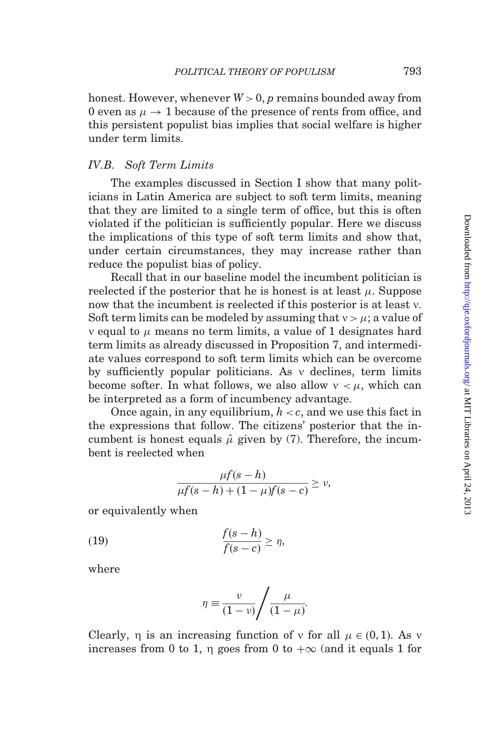honest. However, whenever $W > 0$, $p$ remains bounded away from 0 even as $\mu \to 1$ because of the presence of rents from office, and this persistent populist bias implies that social welfare is higher under term limits.

### *IV.B. Soft Term Limits*

The examples discussed in Section I show that many politicians in Latin America are subject to soft term limits, meaning that they are limited to a single term of office, but this is often violated if the politician is sufficiently popular. Here we discuss the implications of this type of soft term limits and show that, under certain circumstances, they may increase rather than reduce the populist bias of policy.

Recall that in our baseline model the incumbent politician is reelected if the posterior that he is honest is at least $\mu$. Suppose now that the incumbent is reelected if this posterior is at least $\nu$. Soft term limits can be modeled by assuming that $\nu > \mu$; a value of $\nu$ equal to $\mu$ means no term limits, a value of 1 designates hard term limits as already discussed in Proposition 7, and intermediate values correspond to soft term limits which can be overcome by sufficiently popular politicians. As $\nu$ declines, term limits become softer. In what follows, we also allow $\nu < \mu$, which can be interpreted as a form of incumbency advantage.

Once again, in any equilibrium, $h < c$, and we use this fact in the expressions that follow. The citizens' posterior that the incumbent is honest equals $\hat{\mu}$ given by (7). Therefore, the incumbent is reelected when

$$\frac{\mu f(s-h)}{\mu f(s-h) + (1-\mu) f(s-c)} \geq \nu,$$

or equivalently when

$$\frac{f(s-h)}{f(s-c)} \geq \eta, \tag{19}$$

where

$$\eta \equiv \frac{\nu}{(1-\nu)} \bigg/ \frac{\mu}{(1-\mu)}.$$

Clearly, $\eta$ is an increasing function of $\nu$ for all $\mu \in (0, 1)$. As $\nu$ increases from 0 to 1, $\eta$ goes from 0 to $+\infty$ (and it equals 1 for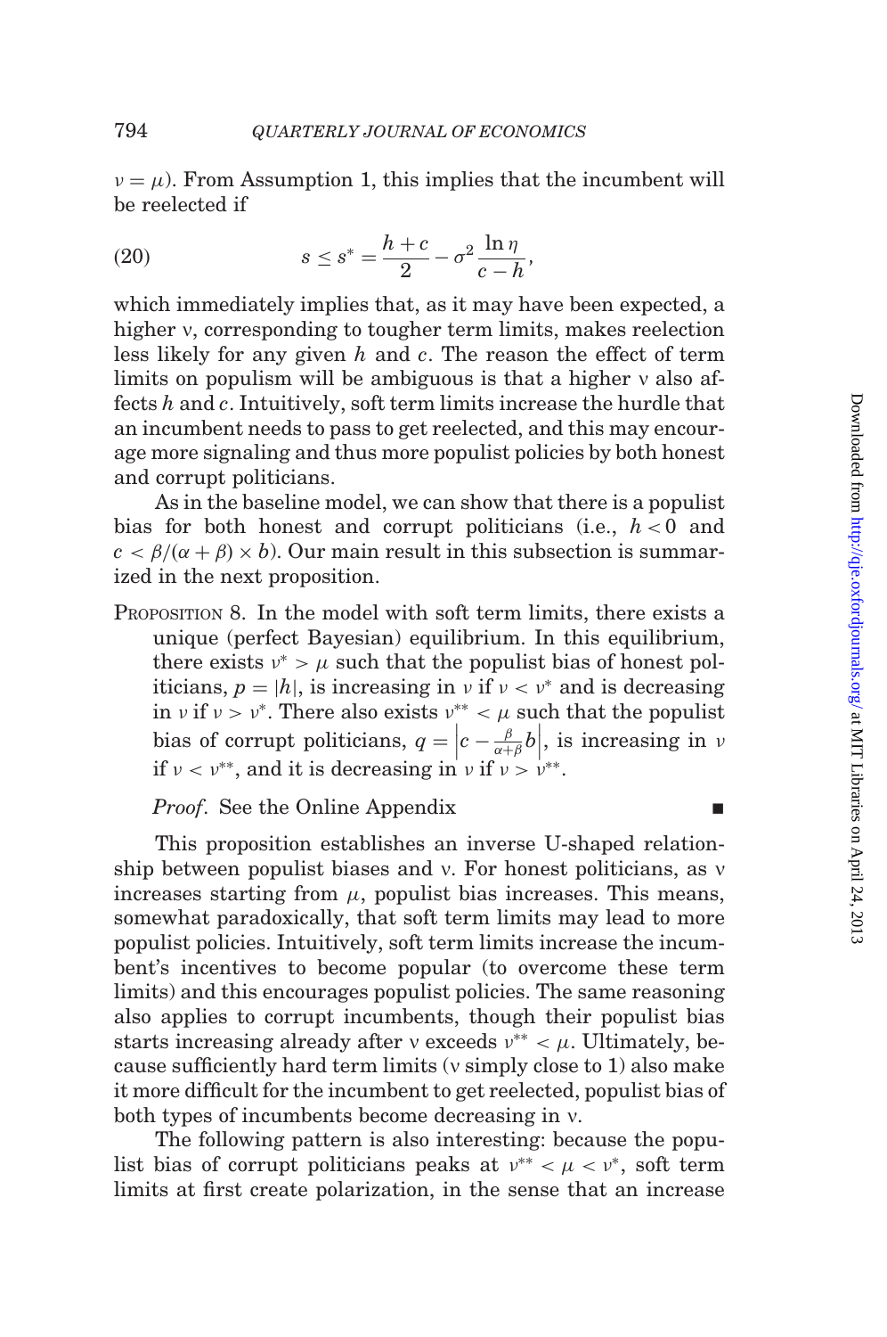$\nu = \mu$). From Assumption 1, this implies that the incumbent will be reelected if

$$s \le s^* = \frac{h+c}{2} - \sigma^2 \frac{\ln \eta}{c-h}, \tag{20}$$

which immediately implies that, as it may have been expected, a higher $\nu$, corresponding to tougher term limits, makes reelection less likely for any given $h$ and $c$. The reason the effect of term limits on populism will be ambiguous is that a higher $\nu$ also affects $h$ and $c$. Intuitively, soft term limits increase the hurdle that an incumbent needs to pass to get reelected, and this may encourage more signaling and thus more populist policies by both honest and corrupt politicians.

As in the baseline model, we can show that there is a populist bias for both honest and corrupt politicians (i.e., $h < 0$ and $c < \beta/(\alpha+\beta) \times b$). Our main result in this subsection is summarized in the next proposition.

PROPOSITION 8. In the model with soft term limits, there exists a unique (perfect Bayesian) equilibrium. In this equilibrium, there exists $\nu^* > \mu$ such that the populist bias of honest politicians, $p = |h|$, is increasing in $\nu$ if $\nu < \nu^*$ and is decreasing in $\nu$ if $\nu > \nu^*$. There also exists $\nu^{**} < \mu$ such that the populist bias of corrupt politicians, $q = \left|c - \frac{\beta}{\alpha+\beta} b\right|$, is increasing in $\nu$ if $\nu < \nu^{**}$, and it is decreasing in $\nu$ if $\nu > \nu^{**}$.

*Proof*. See the Online Appendix ■

This proposition establishes an inverse U-shaped relationship between populist biases and $\nu$. For honest politicians, as $\nu$ increases starting from $\mu$, populist bias increases. This means, somewhat paradoxically, that soft term limits may lead to more populist policies. Intuitively, soft term limits increase the incumbent's incentives to become popular (to overcome these term limits) and this encourages populist policies. The same reasoning also applies to corrupt incumbents, though their populist bias starts increasing already after $\nu$ exceeds $\nu^{**} < \mu$. Ultimately, because sufficiently hard term limits ($\nu$ simply close to 1) also make it more difficult for the incumbent to get reelected, populist bias of both types of incumbents become decreasing in $\nu$.

The following pattern is also interesting: because the populist bias of corrupt politicians peaks at $\nu^{**} < \mu < \nu^*$, soft term limits at first create polarization, in the sense that an increase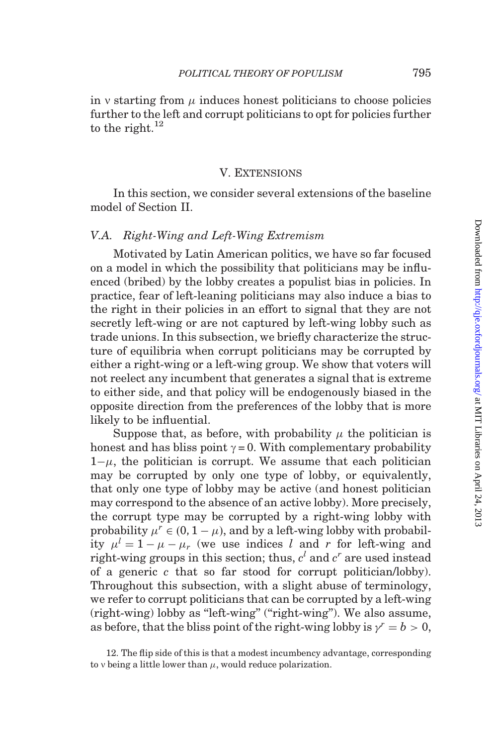in $\nu$ starting from $\mu$ induces honest politicians to choose policies further to the left and corrupt politicians to opt for policies further to the right.[12]

## V. Extensions

In this section, we consider several extensions of the baseline model of Section II.

### V.A. *Right-Wing and Left-Wing Extremism*

Motivated by Latin American politics, we have so far focused on a model in which the possibility that politicians may be influenced (bribed) by the lobby creates a populist bias in policies. In practice, fear of left-leaning politicians may also induce a bias to the right in their policies in an effort to signal that they are not secretly left-wing or are not captured by left-wing lobby such as trade unions. In this subsection, we briefly characterize the structure of equilibria when corrupt politicians may be corrupted by either a right-wing or a left-wing group. We show that voters will not reelect any incumbent that generates a signal that is extreme to either side, and that policy will be endogenously biased in the opposite direction from the preferences of the lobby that is more likely to be influential.

Suppose that, as before, with probability $\mu$ the politician is honest and has bliss point $\gamma = 0$. With complementary probability $1-\mu$, the politician is corrupt. We assume that each politician may be corrupted by only one type of lobby, or equivalently, that only one type of lobby may be active (and honest politician may correspond to the absence of an active lobby). More precisely, the corrupt type may be corrupted by a right-wing lobby with probability $\mu^r \in (0, 1-\mu)$, and by a left-wing lobby with probability $\mu^l = 1 - \mu - \mu_r$ (we use indices $l$ and $r$ for left-wing and right-wing groups in this section; thus, $c^l$ and $c^r$ are used instead of a generic $c$ that so far stood for corrupt politician/lobby). Throughout this subsection, with a slight abuse of terminology, we refer to corrupt politicians that can be corrupted by a left-wing (right-wing) lobby as "left-wing" ("right-wing"). We also assume, as before, that the bliss point of the right-wing lobby is $\gamma^r = b > 0$,

12. The flip side of this is that a modest incumbency advantage, corresponding to $\nu$ being a little lower than $\mu$, would reduce polarization.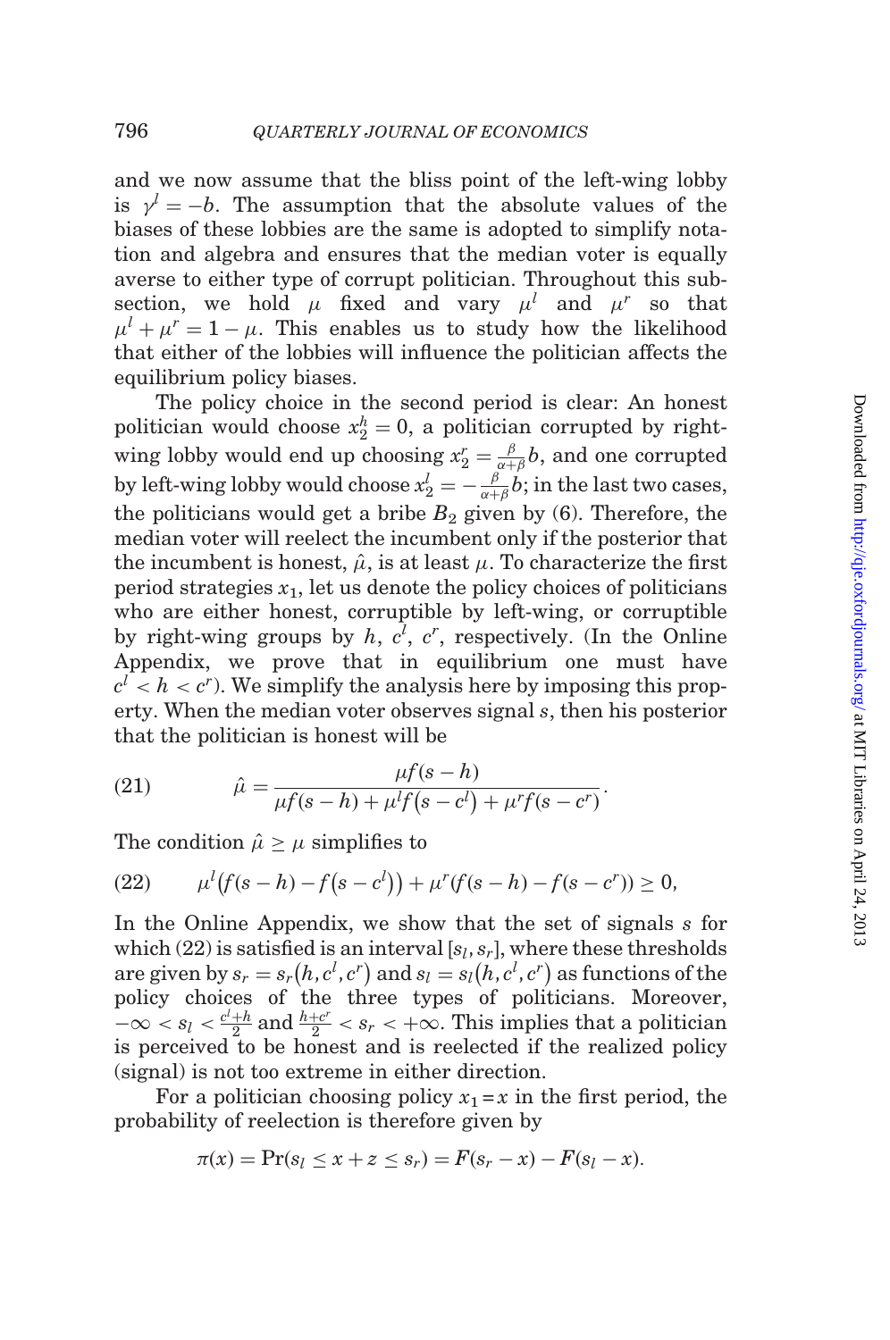and we now assume that the bliss point of the left-wing lobby is $\gamma^l = -b$. The assumption that the absolute values of the biases of these lobbies are the same is adopted to simplify notation and algebra and ensures that the median voter is equally averse to either type of corrupt politician. Throughout this subsection, we hold $\mu$ fixed and vary $\mu^l$ and $\mu^r$ so that $\mu^l + \mu^r = 1 - \mu$. This enables us to study how the likelihood that either of the lobbies will influence the politician affects the equilibrium policy biases.

The policy choice in the second period is clear: An honest politician would choose $x_2^h = 0$, a politician corrupted by right-wing lobby would end up choosing $x_2^r = \frac{\beta}{\alpha+\beta} b$, and one corrupted by left-wing lobby would choose $x_2^l = -\frac{\beta}{\alpha+\beta} b$; in the last two cases, the politicians would get a bribe $B_2$ given by (6). Therefore, the median voter will reelect the incumbent only if the posterior that the incumbent is honest, $\hat{\mu}$, is at least $\mu$. To characterize the first period strategies $x_1$, let us denote the policy choices of politicians who are either honest, corruptible by left-wing, or corruptible by right-wing groups by $h$, $c^l$, $c^r$, respectively. (In the Online Appendix, we prove that in equilibrium one must have $c^l < h < c^r$). We simplify the analysis here by imposing this property. When the median voter observes signal $s$, then his posterior that the politician is honest will be

$$\hat{\mu} = \frac{\mu f(s-h)}{\mu f(s-h) + \mu^l f(s-c^l) + \mu^r f(s-c^r)}. \tag{21}$$

The condition $\hat{\mu} \geq \mu$ simplifies to

$$\mu^l \left(f(s-h) - f(s-c^l)\right) + \mu^r \left(f(s-h) - f(s-c^r)\right) \geq 0, \tag{22}$$

In the Online Appendix, we show that the set of signals $s$ for which (22) is satisfied is an interval $[s_l, s_r]$, where these thresholds are given by $s_r = s_r\left(h, c^l, c^r\right)$ and $s_l = s_l\left(h, c^l, c^r\right)$ as functions of the policy choices of the three types of politicians. Moreover, $-\infty < s_l < \frac{c^l+h}{2}$ and $\frac{h+c^r}{2} < s_r < +\infty$. This implies that a politician is perceived to be honest and is reelected if the realized policy (signal) is not too extreme in either direction.

For a politician choosing policy $x_1 = x$ in the first period, the probability of reelection is therefore given by

$$\pi(x) = \Pr(s_l \leq x + z \leq s_r) = F(s_r - x) - F(s_l - x).$$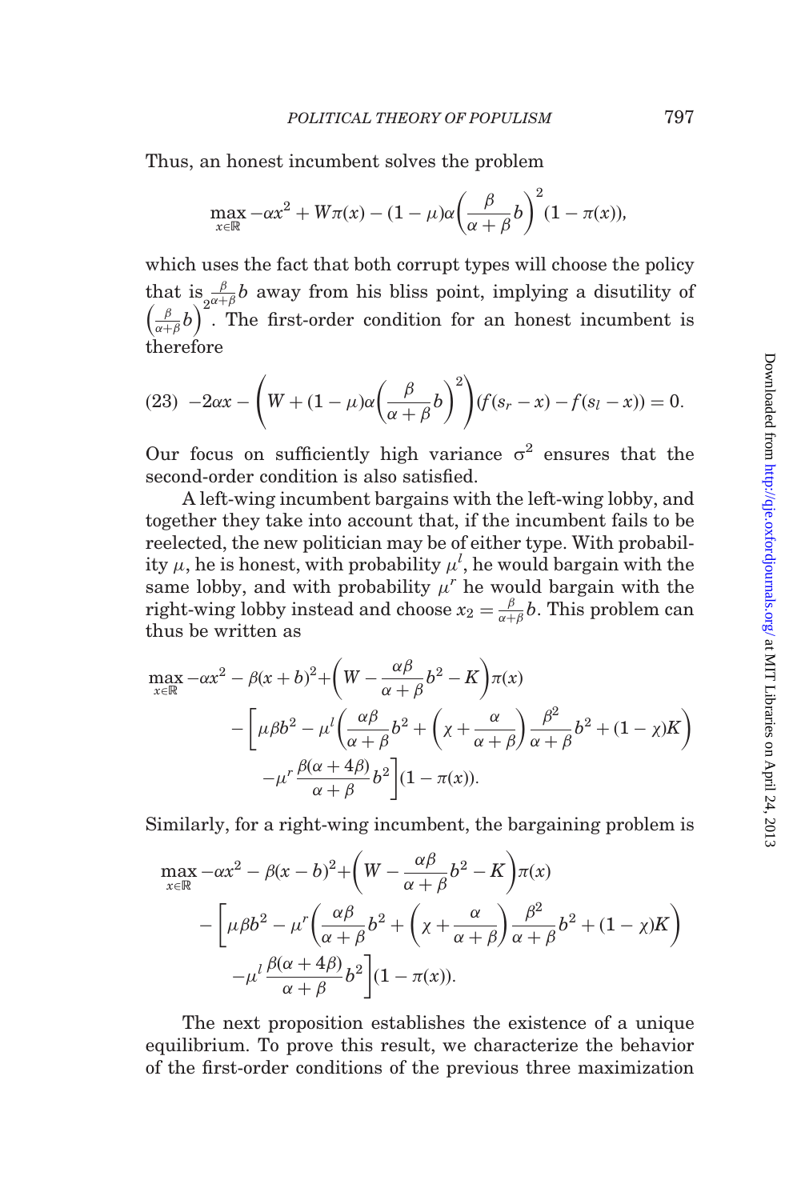Thus, an honest incumbent solves the problem

$$\max_{x\in\mathbb{R}} -\alpha x^2 + W\pi(x) - (1-\mu)\alpha\left(\frac{\beta}{\alpha+\beta}b\right)^2(1-\pi(x)),$$

which uses the fact that both corrupt types will choose the policy that is $\frac{\beta}{\alpha+\beta}b$ away from his bliss point, implying a disutility of $\left(\frac{\beta}{\alpha+\beta}b\right)^2$. The first-order condition for an honest incumbent is therefore

$$(23)\quad -2\alpha x - \left(W + (1-\mu)\alpha\left(\frac{\beta}{\alpha+\beta}b\right)^2\right)(f(s_r - x) - f(s_l - x)) = 0.$$

Our focus on sufficiently high variance $\sigma^2$ ensures that the second-order condition is also satisfied.

A left-wing incumbent bargains with the left-wing lobby, and together they take into account that, if the incumbent fails to be reelected, the new politician may be of either type. With probability $\mu$, he is honest, with probability $\mu^l$, he would bargain with the same lobby, and with probability $\mu^r$ he would bargain with the right-wing lobby instead and choose $x_2 = \frac{\beta}{\alpha+\beta}b$. This problem can thus be written as

$$\begin{aligned}\max_{x\in\mathbb{R}} -\alpha x^2 - \beta(x+b)^2 &+ \left(W - \frac{\alpha\beta}{\alpha+\beta}b^2 - K\right)\pi(x)\\ &- \left[\mu\beta b^2 - \mu^l\left(\frac{\alpha\beta}{\alpha+\beta}b^2 + \left(\chi + \frac{\alpha}{\alpha+\beta}\right)\frac{\beta^2}{\alpha+\beta}b^2 + (1-\chi)K\right)\right.\\ &\left.\quad -\mu^r\frac{\beta(\alpha+4\beta)}{\alpha+\beta}b^2\right](1-\pi(x)).\end{aligned}$$

Similarly, for a right-wing incumbent, the bargaining problem is

$$\begin{aligned}\max_{x\in\mathbb{R}} -\alpha x^2 - \beta(x-b)^2 &+ \left(W - \frac{\alpha\beta}{\alpha+\beta}b^2 - K\right)\pi(x)\\ &- \left[\mu\beta b^2 - \mu^r\left(\frac{\alpha\beta}{\alpha+\beta}b^2 + \left(\chi + \frac{\alpha}{\alpha+\beta}\right)\frac{\beta^2}{\alpha+\beta}b^2 + (1-\chi)K\right)\right.\\ &\left.\quad -\mu^l\frac{\beta(\alpha+4\beta)}{\alpha+\beta}b^2\right](1-\pi(x)).\end{aligned}$$

The next proposition establishes the existence of a unique equilibrium. To prove this result, we characterize the behavior of the first-order conditions of the previous three maximization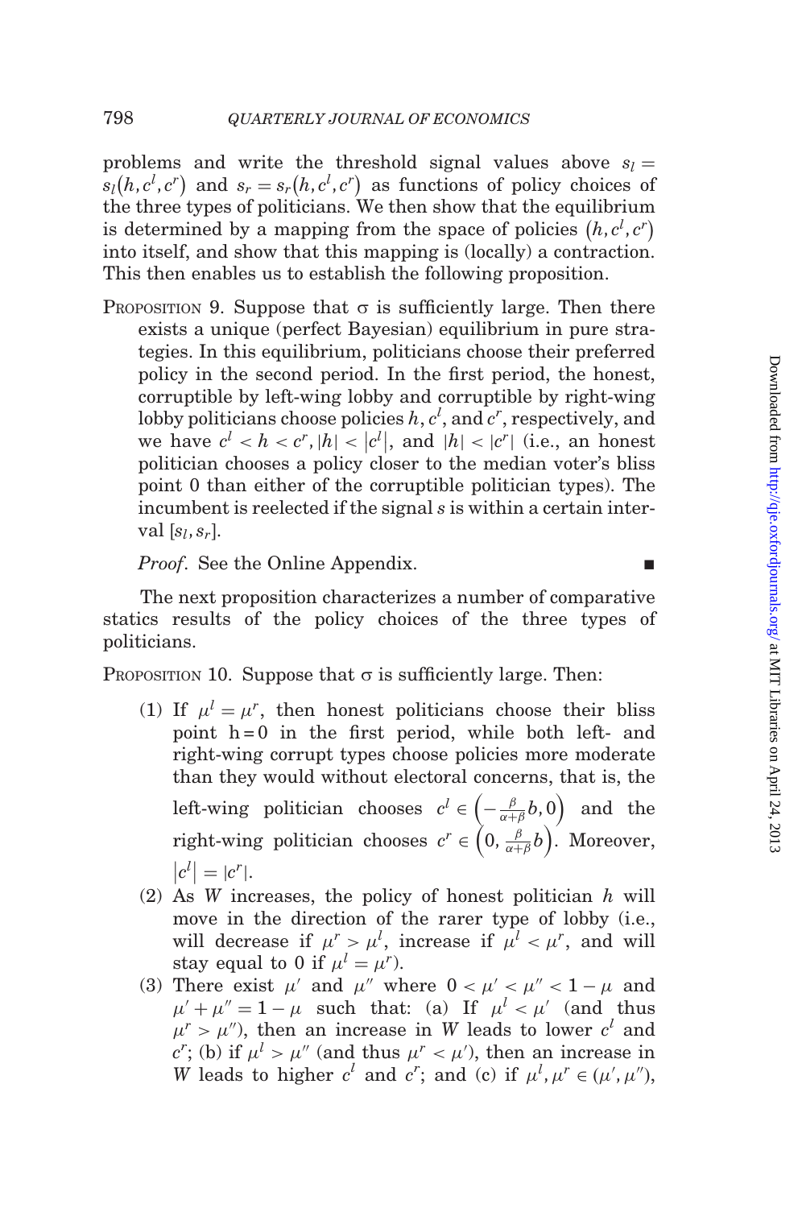problems and write the threshold signal values above $s_l = s_l(h, c^l, c^r)$ and $s_r = s_r(h, c^l, c^r)$ as functions of policy choices of the three types of politicians. We then show that the equilibrium is determined by a mapping from the space of policies $(h, c^l, c^r)$ into itself, and show that this mapping is (locally) a contraction. This then enables us to establish the following proposition.

PROPOSITION 9. Suppose that $\sigma$ is sufficiently large. Then there exists a unique (perfect Bayesian) equilibrium in pure strategies. In this equilibrium, politicians choose their preferred policy in the second period. In the first period, the honest, corruptible by left-wing lobby and corruptible by right-wing lobby politicians choose policies $h$, $c^l$, and $c^r$, respectively, and we have $c^l < h < c^r$, $|h| < |c^l|$, and $|h| < |c^r|$ (i.e., an honest politician chooses a policy closer to the median voter's bliss point 0 than either of the corruptible politician types). The incumbent is reelected if the signal $s$ is within a certain interval $[s_l, s_r]$.

*Proof.* See the Online Appendix. ■

The next proposition characterizes a number of comparative statics results of the policy choices of the three types of politicians.

PROPOSITION 10. Suppose that $\sigma$ is sufficiently large. Then:

(1) If $\mu^l = \mu^r$, then honest politicians choose their bliss point h = 0 in the first period, while both left- and right-wing corrupt types choose policies more moderate than they would without electoral concerns, that is, the left-wing politician chooses $c^l \in \left(-\frac{\beta}{\alpha+\beta}b, 0\right)$ and the right-wing politician chooses $c^r \in \left(0, \frac{\beta}{\alpha+\beta}b\right)$. Moreover, $|c^l| = |c^r|$.

(2) As $W$ increases, the policy of honest politician $h$ will move in the direction of the rarer type of lobby (i.e., will decrease if $\mu^r > \mu^l$, increase if $\mu^l < \mu^r$, and will stay equal to 0 if $\mu^l = \mu^r$).

(3) There exist $\mu'$ and $\mu''$ where $0 < \mu' < \mu'' < 1 - \mu$ and $\mu' + \mu'' = 1 - \mu$ such that: (a) If $\mu^l < \mu'$ (and thus $\mu^r > \mu''$), then an increase in $W$ leads to lower $c^l$ and $c^r$; (b) if $\mu^l > \mu''$ (and thus $\mu^r < \mu'$), then an increase in $W$ leads to higher $c^l$ and $c^r$; and (c) if $\mu^l, \mu^r \in (\mu', \mu'')$,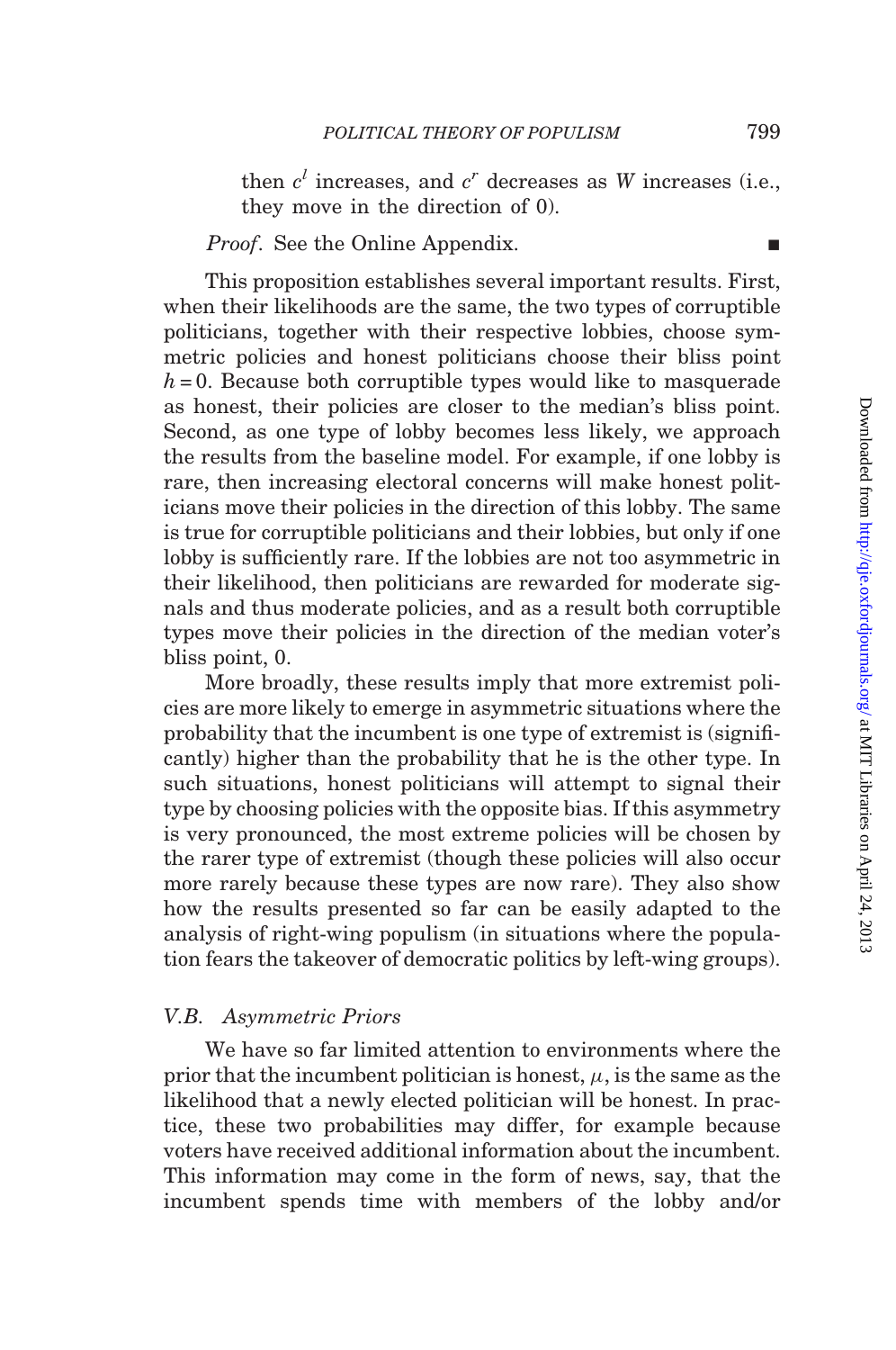then $c^l$ increases, and $c^r$ decreases as $W$ increases (i.e., they move in the direction of 0).

*Proof*. See the Online Appendix. ■

This proposition establishes several important results. First, when their likelihoods are the same, the two types of corruptible politicians, together with their respective lobbies, choose symmetric policies and honest politicians choose their bliss point $h = 0$. Because both corruptible types would like to masquerade as honest, their policies are closer to the median's bliss point. Second, as one type of lobby becomes less likely, we approach the results from the baseline model. For example, if one lobby is rare, then increasing electoral concerns will make honest politicians move their policies in the direction of this lobby. The same is true for corruptible politicians and their lobbies, but only if one lobby is sufficiently rare. If the lobbies are not too asymmetric in their likelihood, then politicians are rewarded for moderate signals and thus moderate policies, and as a result both corruptible types move their policies in the direction of the median voter's bliss point, 0.

More broadly, these results imply that more extremist policies are more likely to emerge in asymmetric situations where the probability that the incumbent is one type of extremist is (significantly) higher than the probability that he is the other type. In such situations, honest politicians will attempt to signal their type by choosing policies with the opposite bias. If this asymmetry is very pronounced, the most extreme policies will be chosen by the rarer type of extremist (though these policies will also occur more rarely because these types are now rare). They also show how the results presented so far can be easily adapted to the analysis of right-wing populism (in situations where the population fears the takeover of democratic politics by left-wing groups).

### V.B. *Asymmetric Priors*

We have so far limited attention to environments where the prior that the incumbent politician is honest, $\mu$, is the same as the likelihood that a newly elected politician will be honest. In practice, these two probabilities may differ, for example because voters have received additional information about the incumbent. This information may come in the form of news, say, that the incumbent spends time with members of the lobby and/or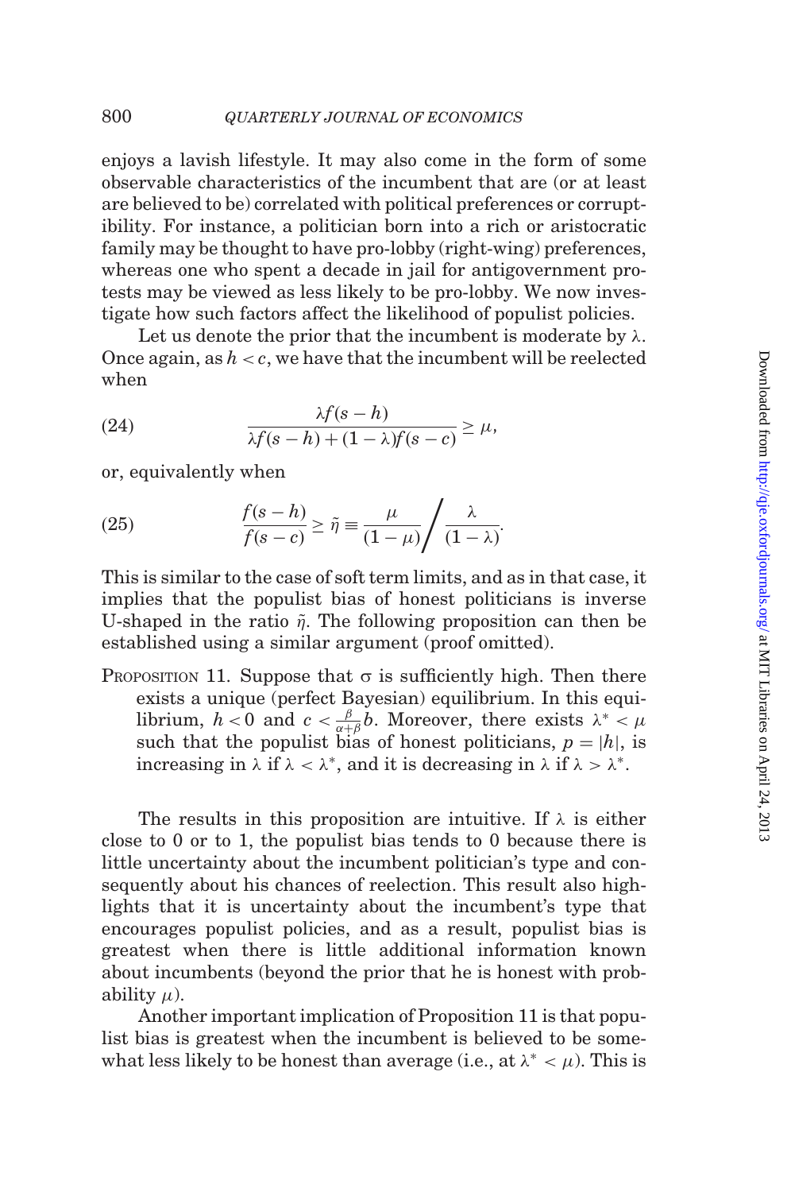enjoys a lavish lifestyle. It may also come in the form of some observable characteristics of the incumbent that are (or at least are believed to be) correlated with political preferences or corruptibility. For instance, a politician born into a rich or aristocratic family may be thought to have pro-lobby (right-wing) preferences, whereas one who spent a decade in jail for antigovernment protests may be viewed as less likely to be pro-lobby. We now investigate how such factors affect the likelihood of populist policies.

Let us denote the prior that the incumbent is moderate by $\lambda$. Once again, as $h < c$, we have that the incumbent will be reelected when

$$\frac{\lambda f(s-h)}{\lambda f(s-h) + (1-\lambda) f(s-c)} \geq \mu, \tag{24}$$

or, equivalently when

$$\frac{f(s-h)}{f(s-c)} \geq \tilde{\eta} \equiv \frac{\mu}{(1-\mu)} \bigg/ \frac{\lambda}{(1-\lambda)}. \tag{25}$$

This is similar to the case of soft term limits, and as in that case, it implies that the populist bias of honest politicians is inverse U-shaped in the ratio $\tilde{\eta}$. The following proposition can then be established using a similar argument (proof omitted).

PROPOSITION 11. Suppose that $\sigma$ is sufficiently high. Then there exists a unique (perfect Bayesian) equilibrium. In this equilibrium, $h < 0$ and $c < \frac{\beta}{\alpha+\beta} b$. Moreover, there exists $\lambda^* < \mu$ such that the populist bias of honest politicians, $p = |h|$, is increasing in $\lambda$ if $\lambda < \lambda^*$, and it is decreasing in $\lambda$ if $\lambda > \lambda^*$.

The results in this proposition are intuitive. If $\lambda$ is either close to 0 or to 1, the populist bias tends to 0 because there is little uncertainty about the incumbent politician's type and consequently about his chances of reelection. This result also highlights that it is uncertainty about the incumbent's type that encourages populist policies, and as a result, populist bias is greatest when there is little additional information known about incumbents (beyond the prior that he is honest with probability $\mu$).

Another important implication of Proposition 11 is that populist bias is greatest when the incumbent is believed to be somewhat less likely to be honest than average (i.e., at $\lambda^* < \mu$). This is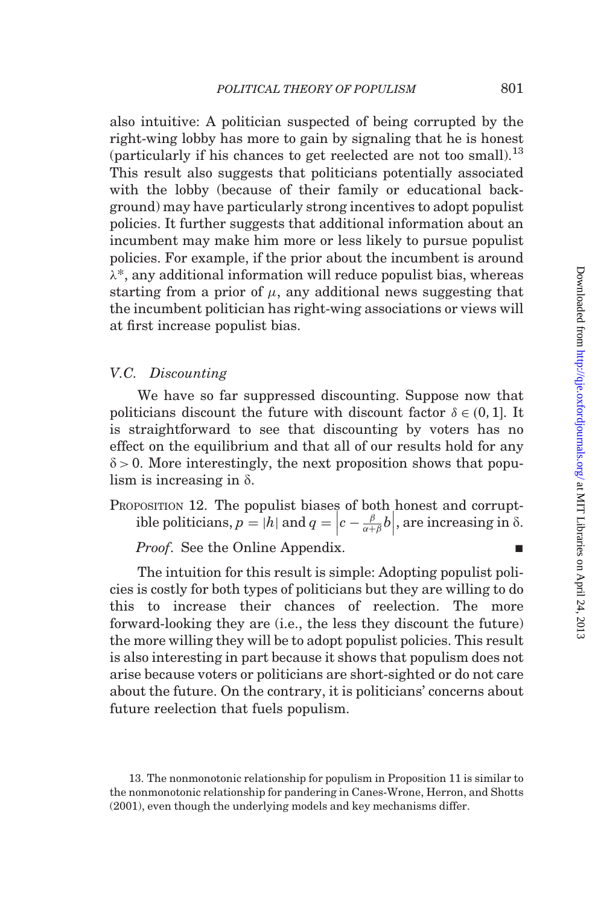also intuitive: A politician suspected of being corrupted by the right-wing lobby has more to gain by signaling that he is honest (particularly if his chances to get reelected are not too small).[13] This result also suggests that politicians potentially associated with the lobby (because of their family or educational background) may have particularly strong incentives to adopt populist policies. It further suggests that additional information about an incumbent may make him more or less likely to pursue populist policies. For example, if the prior about the incumbent is around $\lambda^*$, any additional information will reduce populist bias, whereas starting from a prior of $\mu$, any additional news suggesting that the incumbent politician has right-wing associations or views will at first increase populist bias.

### V.C. *Discounting*

We have so far suppressed discounting. Suppose now that politicians discount the future with discount factor $\delta \in (0, 1]$. It is straightforward to see that discounting by voters has no effect on the equilibrium and that all of our results hold for any $\delta > 0$. More interestingly, the next proposition shows that populism is increasing in $\delta$.

PROPOSITION 12. The populist biases of both honest and corruptible politicians, $p = |h|$ and $q = \left|c - \frac{\beta}{\alpha+\beta} b\right|$, are increasing in $\delta$.

*Proof*. See the Online Appendix. ■

The intuition for this result is simple: Adopting populist policies is costly for both types of politicians but they are willing to do this to increase their chances of reelection. The more forward-looking they are (i.e., the less they discount the future) the more willing they will be to adopt populist policies. This result is also interesting in part because it shows that populism does not arise because voters or politicians are short-sighted or do not care about the future. On the contrary, it is politicians' concerns about future reelection that fuels populism.

13. The nonmonotonic relationship for populism in Proposition 11 is similar to the nonmonotonic relationship for pandering in Canes-Wrone, Herron, and Shotts (2001), even though the underlying models and key mechanisms differ.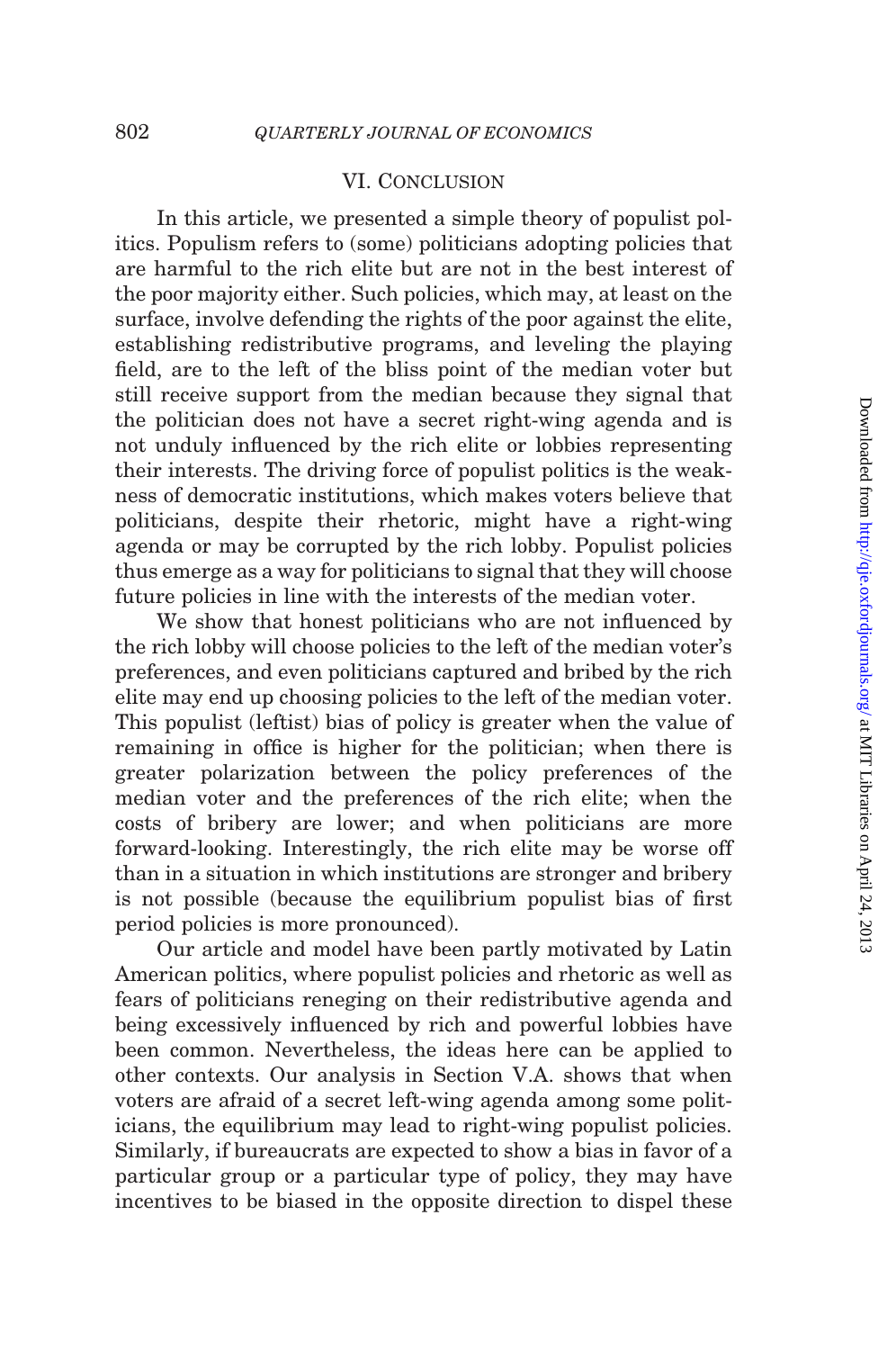## VI. Conclusion

In this article, we presented a simple theory of populist politics. Populism refers to (some) politicians adopting policies that are harmful to the rich elite but are not in the best interest of the poor majority either. Such policies, which may, at least on the surface, involve defending the rights of the poor against the elite, establishing redistributive programs, and leveling the playing field, are to the left of the bliss point of the median voter but still receive support from the median because they signal that the politician does not have a secret right-wing agenda and is not unduly influenced by the rich elite or lobbies representing their interests. The driving force of populist politics is the weakness of democratic institutions, which makes voters believe that politicians, despite their rhetoric, might have a right-wing agenda or may be corrupted by the rich lobby. Populist policies thus emerge as a way for politicians to signal that they will choose future policies in line with the interests of the median voter.

We show that honest politicians who are not influenced by the rich lobby will choose policies to the left of the median voter's preferences, and even politicians captured and bribed by the rich elite may end up choosing policies to the left of the median voter. This populist (leftist) bias of policy is greater when the value of remaining in office is higher for the politician; when there is greater polarization between the policy preferences of the median voter and the preferences of the rich elite; when the costs of bribery are lower; and when politicians are more forward-looking. Interestingly, the rich elite may be worse off than in a situation in which institutions are stronger and bribery is not possible (because the equilibrium populist bias of first period policies is more pronounced).

Our article and model have been partly motivated by Latin American politics, where populist policies and rhetoric as well as fears of politicians reneging on their redistributive agenda and being excessively influenced by rich and powerful lobbies have been common. Nevertheless, the ideas here can be applied to other contexts. Our analysis in Section V.A. shows that when voters are afraid of a secret left-wing agenda among some politicians, the equilibrium may lead to right-wing populist policies. Similarly, if bureaucrats are expected to show a bias in favor of a particular group or a particular type of policy, they may have incentives to be biased in the opposite direction to dispel these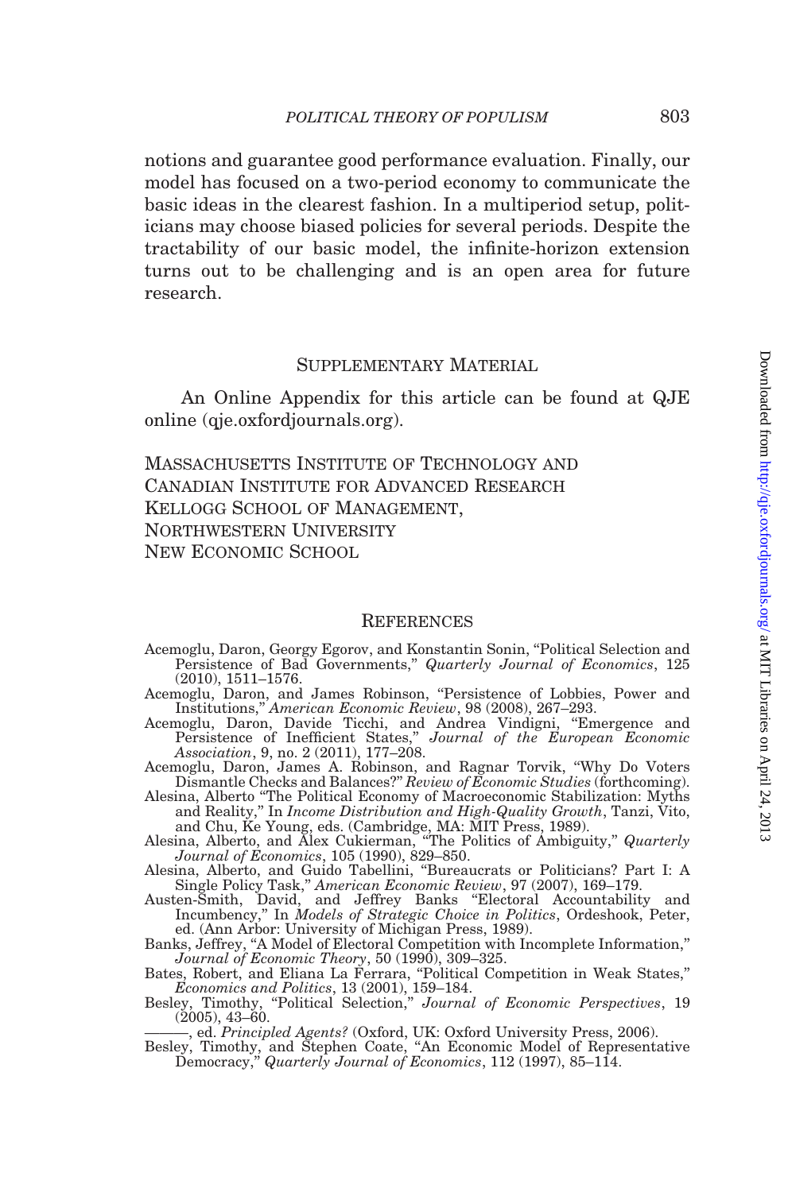notions and guarantee good performance evaluation. Finally, our model has focused on a two-period economy to communicate the basic ideas in the clearest fashion. In a multiperiod setup, politicians may choose biased policies for several periods. Despite the tractability of our basic model, the infinite-horizon extension turns out to be challenging and is an open area for future research.

## Supplementary Material

An Online Appendix for this article can be found at QJE online (qje.oxfordjournals.org).

Massachusetts Institute of Technology and Canadian Institute for Advanced Research
Kellogg School of Management, Northwestern University
New Economic School

## References

Acemoglu, Daron, Georgy Egorov, and Konstantin Sonin, "Political Selection and Persistence of Bad Governments," *Quarterly Journal of Economics*, 125 (2010), 1511–1576.

Acemoglu, Daron, and James Robinson, "Persistence of Lobbies, Power and Institutions," *American Economic Review*, 98 (2008), 267–293.

Acemoglu, Daron, Davide Ticchi, and Andrea Vindigni, "Emergence and Persistence of Inefficient States," *Journal of the European Economic Association*, 9, no. 2 (2011), 177–208.

Acemoglu, Daron, James A. Robinson, and Ragnar Torvik, "Why Do Voters Dismantle Checks and Balances?" *Review of Economic Studies* (forthcoming).

Alesina, Alberto "The Political Economy of Macroeconomic Stabilization: Myths and Reality," In *Income Distribution and High-Quality Growth*, Tanzi, Vito, and Chu, Ke Young, eds. (Cambridge, MA: MIT Press, 1989).

Alesina, Alberto, and Alex Cukierman, "The Politics of Ambiguity," *Quarterly Journal of Economics*, 105 (1990), 829–850.

Alesina, Alberto, and Guido Tabellini, "Bureaucrats or Politicians? Part I: A Single Policy Task," *American Economic Review*, 97 (2007), 169–179.

Austen-Smith, David, and Jeffrey Banks "Electoral Accountability and Incumbency," In *Models of Strategic Choice in Politics*, Ordeshook, Peter, ed. (Ann Arbor: University of Michigan Press, 1989).

Banks, Jeffrey, "A Model of Electoral Competition with Incomplete Information," *Journal of Economic Theory*, 50 (1990), 309–325.

Bates, Robert, and Eliana La Ferrara, "Political Competition in Weak States," *Economics and Politics*, 13 (2001), 159–184.

Besley, Timothy, "Political Selection," *Journal of Economic Perspectives*, 19 (2005), 43–60.

———, ed. *Principled Agents?* (Oxford, UK: Oxford University Press, 2006).

Besley, Timothy, and Stephen Coate, "An Economic Model of Representative Democracy," *Quarterly Journal of Economics*, 112 (1997), 85–114.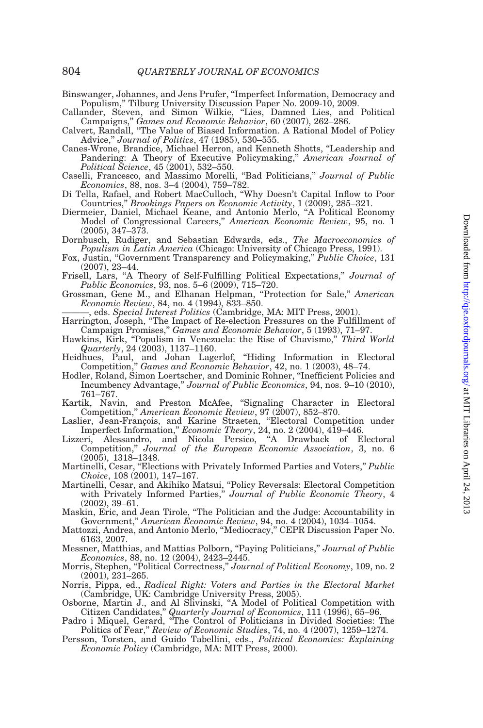Binswanger, Johannes, and Jens Prufer, "Imperfect Information, Democracy and Populism," Tilburg University Discussion Paper No. 2009-10, 2009.

Callander, Steven, and Simon Wilkie, "Lies, Damned Lies, and Political Campaigns," *Games and Economic Behavior*, 60 (2007), 262–286.

Calvert, Randall, "The Value of Biased Information. A Rational Model of Policy Advice," *Journal of Politics*, 47 (1985), 530–555.

Canes-Wrone, Brandice, Michael Herron, and Kenneth Shotts, "Leadership and Pandering: A Theory of Executive Policymaking," *American Journal of Political Science*, 45 (2001), 532–550.

Caselli, Francesco, and Massimo Morelli, "Bad Politicians," *Journal of Public Economics*, 88, nos. 3–4 (2004), 759–782.

Di Tella, Rafael, and Robert MacCulloch, "Why Doesn't Capital Inflow to Poor Countries," *Brookings Papers on Economic Activity*, 1 (2009), 285–321.

Diermeier, Daniel, Michael Keane, and Antonio Merlo, "A Political Economy Model of Congressional Careers," *American Economic Review*, 95, no. 1 (2005), 347–373.

Dornbusch, Rudiger, and Sebastian Edwards, eds., *The Macroeconomics of Populism in Latin America* (Chicago: University of Chicago Press, 1991).

Fox, Justin, "Government Transparency and Policymaking," *Public Choice*, 131 (2007), 23–44.

Frisell, Lars, "A Theory of Self-Fulfilling Political Expectations," *Journal of Public Economics*, 93, nos. 5–6 (2009), 715–720.

Grossman, Gene M., and Elhanan Helpman, "Protection for Sale," *American Economic Review*, 84, no. 4 (1994), 833–850.

———, eds. *Special Interest Politics* (Cambridge, MA: MIT Press, 2001).

Harrington, Joseph, "The Impact of Re-election Pressures on the Fulfillment of Campaign Promises," *Games and Economic Behavior*, 5 (1993), 71–97.

Hawkins, Kirk, "Populism in Venezuela: the Rise of Chavismo," *Third World Quarterly*, 24 (2003), 1137–1160.

Heidhues, Paul, and Johan Lagerlof, "Hiding Information in Electoral Competition," *Games and Economic Behavior*, 42, no. 1 (2003), 48–74.

Hodler, Roland, Simon Loertscher, and Dominic Rohner, "Inefficient Policies and Incumbency Advantage," *Journal of Public Economics*, 94, nos. 9–10 (2010), 761–767.

Kartik, Navin, and Preston McAfee, "Signaling Character in Electoral Competition," *American Economic Review*, 97 (2007), 852–870.

Laslier, Jean-François, and Karine Straeten, "Electoral Competition under Imperfect Information," *Economic Theory*, 24, no. 2 (2004), 419–446.

Lizzeri, Alessandro, and Nicola Persico, "A Drawback of Electoral Competition," *Journal of the European Economic Association*, 3, no. 6 (2005), 1318–1348.

Martinelli, Cesar, "Elections with Privately Informed Parties and Voters," *Public Choice*, 108 (2001), 147–167.

Martinelli, Cesar, and Akihiko Matsui, "Policy Reversals: Electoral Competition with Privately Informed Parties," *Journal of Public Economic Theory*, 4 (2002), 39–61.

Maskin, Eric, and Jean Tirole, "The Politician and the Judge: Accountability in Government," *American Economic Review*, 94, no. 4 (2004), 1034–1054.

Mattozzi, Andrea, and Antonio Merlo, "Mediocracy," CEPR Discussion Paper No. 6163, 2007.

Messner, Matthias, and Mattias Polborn, "Paying Politicians," *Journal of Public Economics*, 88, no. 12 (2004), 2423–2445.

Morris, Stephen, "Political Correctness," *Journal of Political Economy*, 109, no. 2 (2001), 231–265.

Norris, Pippa, ed., *Radical Right: Voters and Parties in the Electoral Market* (Cambridge, UK: Cambridge University Press, 2005).

Osborne, Martin J., and Al Slivinski, "A Model of Political Competition with Citizen Candidates," *Quarterly Journal of Economics*, 111 (1996), 65–96.

Padro i Miquel, Gerard, "The Control of Politicians in Divided Societies: The Politics of Fear," *Review of Economic Studies*, 74, no. 4 (2007), 1259–1274.

Persson, Torsten, and Guido Tabellini, eds., *Political Economics: Explaining Economic Policy* (Cambridge, MA: MIT Press, 2000).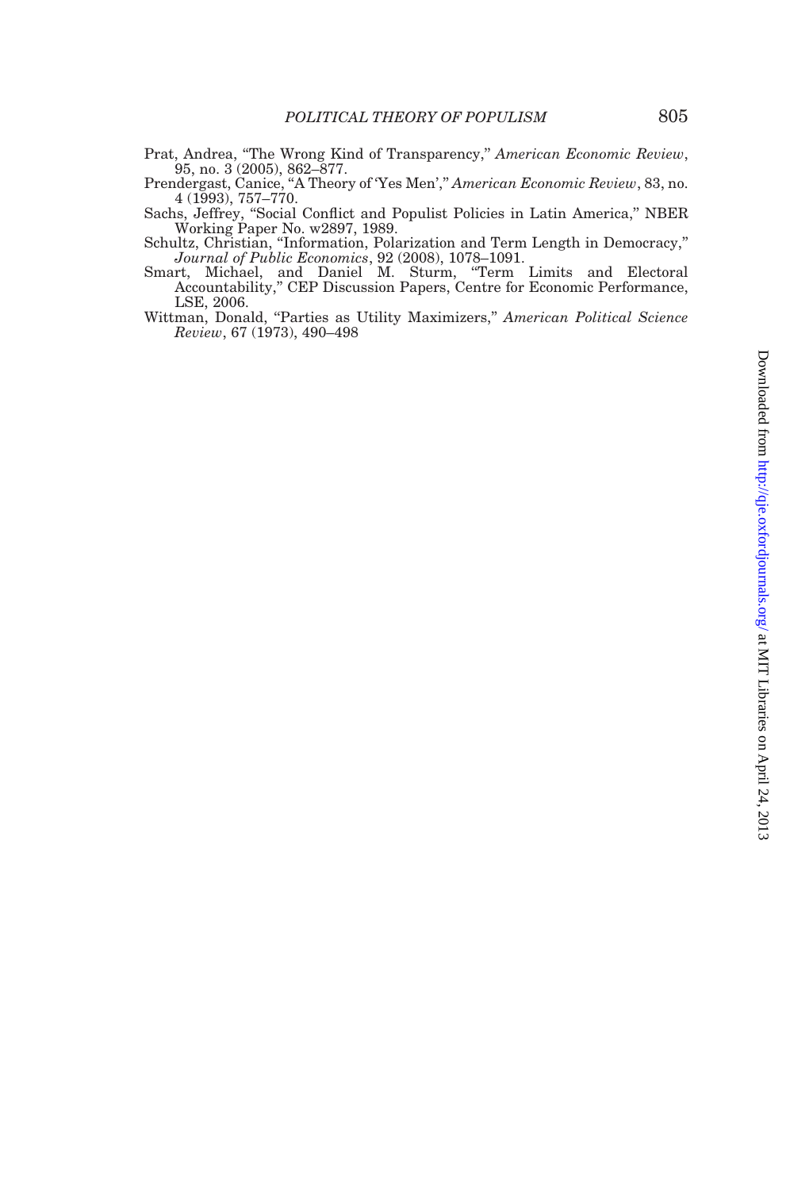Prat, Andrea, "The Wrong Kind of Transparency," *American Economic Review*, 95, no. 3 (2005), 862–877.

Prendergast, Canice, "A Theory of 'Yes Men'," *American Economic Review*, 83, no. 4 (1993), 757–770.

Sachs, Jeffrey, "Social Conflict and Populist Policies in Latin America," NBER Working Paper No. w2897, 1989.

Schultz, Christian, "Information, Polarization and Term Length in Democracy," *Journal of Public Economics*, 92 (2008), 1078–1091.

Smart, Michael, and Daniel M. Sturm, "Term Limits and Electoral Accountability," CEP Discussion Papers, Centre for Economic Performance, LSE, 2006.

Wittman, Donald, "Parties as Utility Maximizers," *American Political Science Review*, 67 (1973), 490–498